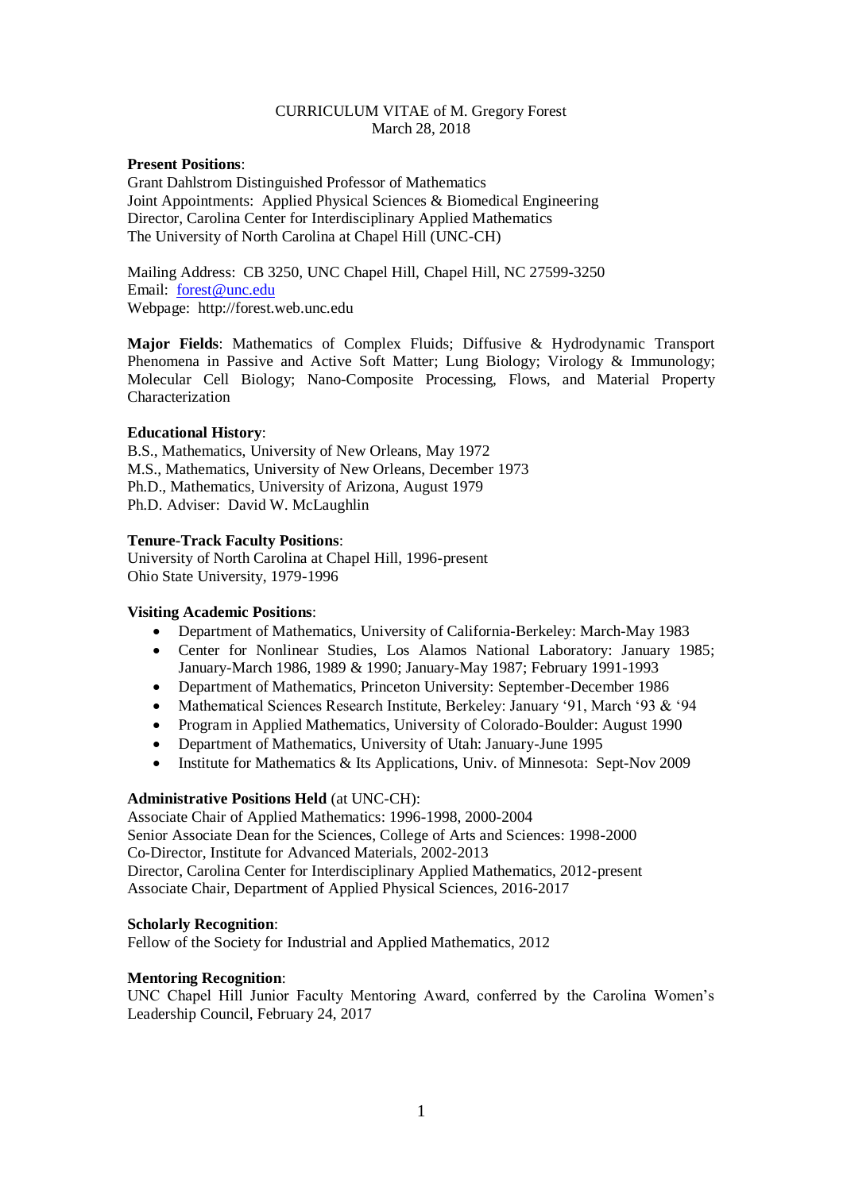CURRICULUM VITAE of M. Gregory Forest
March 28, 2018

**Present Positions**:
Grant Dahlstrom Distinguished Professor of Mathematics
Joint Appointments: Applied Physical Sciences & Biomedical Engineering
Director, Carolina Center for Interdisciplinary Applied Mathematics
The University of North Carolina at Chapel Hill (UNC-CH)

Mailing Address: CB 3250, UNC Chapel Hill, Chapel Hill, NC 27599-3250
Email: forest@unc.edu
Webpage: http://forest.web.unc.edu

**Major Fields**: Mathematics of Complex Fluids; Diffusive & Hydrodynamic Transport Phenomena in Passive and Active Soft Matter; Lung Biology; Virology & Immunology; Molecular Cell Biology; Nano-Composite Processing, Flows, and Material Property Characterization

**Educational History**:
B.S., Mathematics, University of New Orleans, May 1972
M.S., Mathematics, University of New Orleans, December 1973
Ph.D., Mathematics, University of Arizona, August 1979
Ph.D. Adviser: David W. McLaughlin

**Tenure-Track Faculty Positions**:
University of North Carolina at Chapel Hill, 1996-present
Ohio State University, 1979-1996

**Visiting Academic Positions**:
- Department of Mathematics, University of California-Berkeley: March-May 1983
- Center for Nonlinear Studies, Los Alamos National Laboratory: January 1985; January-March 1986, 1989 & 1990; January-May 1987; February 1991-1993
- Department of Mathematics, Princeton University: September-December 1986
- Mathematical Sciences Research Institute, Berkeley: January '91, March '93 & '94
- Program in Applied Mathematics, University of Colorado-Boulder: August 1990
- Department of Mathematics, University of Utah: January-June 1995
- Institute for Mathematics & Its Applications, Univ. of Minnesota: Sept-Nov 2009

**Administrative Positions Held** (at UNC-CH):
Associate Chair of Applied Mathematics: 1996-1998, 2000-2004
Senior Associate Dean for the Sciences, College of Arts and Sciences: 1998-2000
Co-Director, Institute for Advanced Materials, 2002-2013
Director, Carolina Center for Interdisciplinary Applied Mathematics, 2012-present
Associate Chair, Department of Applied Physical Sciences, 2016-2017

**Scholarly Recognition**:
Fellow of the Society for Industrial and Applied Mathematics, 2012

**Mentoring Recognition**:
UNC Chapel Hill Junior Faculty Mentoring Award, conferred by the Carolina Women's Leadership Council, February 24, 2017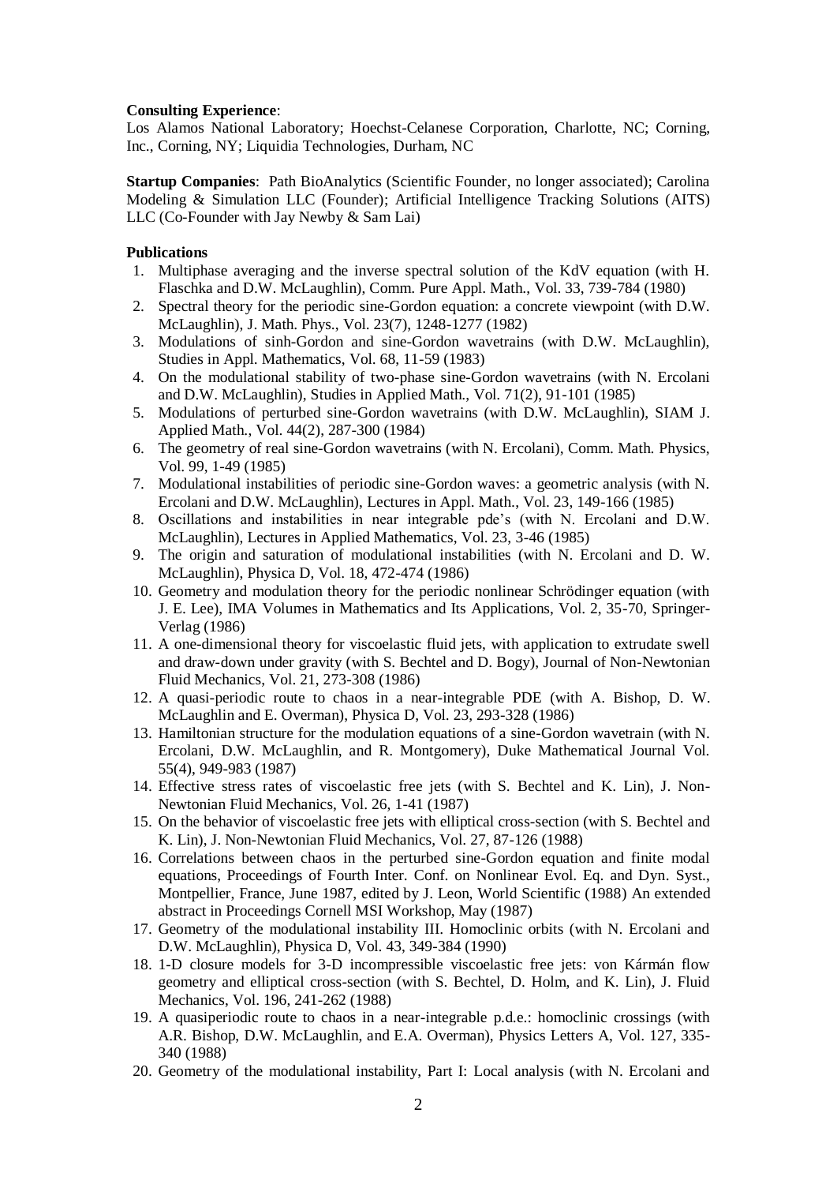**Consulting Experience**:
Los Alamos National Laboratory; Hoechst-Celanese Corporation, Charlotte, NC; Corning, Inc., Corning, NY; Liquidia Technologies, Durham, NC

**Startup Companies**: Path BioAnalytics (Scientific Founder, no longer associated); Carolina Modeling & Simulation LLC (Founder); Artificial Intelligence Tracking Solutions (AITS) LLC (Co-Founder with Jay Newby & Sam Lai)

**Publications**

1. Multiphase averaging and the inverse spectral solution of the KdV equation (with H. Flaschka and D.W. McLaughlin), Comm. Pure Appl. Math., Vol. 33, 739-784 (1980)
2. Spectral theory for the periodic sine-Gordon equation: a concrete viewpoint (with D.W. McLaughlin), J. Math. Phys., Vol. 23(7), 1248-1277 (1982)
3. Modulations of sinh-Gordon and sine-Gordon wavetrains (with D.W. McLaughlin), Studies in Appl. Mathematics, Vol. 68, 11-59 (1983)
4. On the modulational stability of two-phase sine-Gordon wavetrains (with N. Ercolani and D.W. McLaughlin), Studies in Applied Math., Vol. 71(2), 91-101 (1985)
5. Modulations of perturbed sine-Gordon wavetrains (with D.W. McLaughlin), SIAM J. Applied Math., Vol. 44(2), 287-300 (1984)
6. The geometry of real sine-Gordon wavetrains (with N. Ercolani), Comm. Math. Physics, Vol. 99, 1-49 (1985)
7. Modulational instabilities of periodic sine-Gordon waves: a geometric analysis (with N. Ercolani and D.W. McLaughlin), Lectures in Appl. Math., Vol. 23, 149-166 (1985)
8. Oscillations and instabilities in near integrable pde's (with N. Ercolani and D.W. McLaughlin), Lectures in Applied Mathematics, Vol. 23, 3-46 (1985)
9. The origin and saturation of modulational instabilities (with N. Ercolani and D. W. McLaughlin), Physica D, Vol. 18, 472-474 (1986)
10. Geometry and modulation theory for the periodic nonlinear Schrödinger equation (with J. E. Lee), IMA Volumes in Mathematics and Its Applications, Vol. 2, 35-70, Springer-Verlag (1986)
11. A one-dimensional theory for viscoelastic fluid jets, with application to extrudate swell and draw-down under gravity (with S. Bechtel and D. Bogy), Journal of Non-Newtonian Fluid Mechanics, Vol. 21, 273-308 (1986)
12. A quasi-periodic route to chaos in a near-integrable PDE (with A. Bishop, D. W. McLaughlin and E. Overman), Physica D, Vol. 23, 293-328 (1986)
13. Hamiltonian structure for the modulation equations of a sine-Gordon wavetrain (with N. Ercolani, D.W. McLaughlin, and R. Montgomery), Duke Mathematical Journal Vol. 55(4), 949-983 (1987)
14. Effective stress rates of viscoelastic free jets (with S. Bechtel and K. Lin), J. Non-Newtonian Fluid Mechanics, Vol. 26, 1-41 (1987)
15. On the behavior of viscoelastic free jets with elliptical cross-section (with S. Bechtel and K. Lin), J. Non-Newtonian Fluid Mechanics, Vol. 27, 87-126 (1988)
16. Correlations between chaos in the perturbed sine-Gordon equation and finite modal equations, Proceedings of Fourth Inter. Conf. on Nonlinear Evol. Eq. and Dyn. Syst., Montpellier, France, June 1987, edited by J. Leon, World Scientific (1988) An extended abstract in Proceedings Cornell MSI Workshop, May (1987)
17. Geometry of the modulational instability III. Homoclinic orbits (with N. Ercolani and D.W. McLaughlin), Physica D, Vol. 43, 349-384 (1990)
18. 1-D closure models for 3-D incompressible viscoelastic free jets: von Kármán flow geometry and elliptical cross-section (with S. Bechtel, D. Holm, and K. Lin), J. Fluid Mechanics, Vol. 196, 241-262 (1988)
19. A quasiperiodic route to chaos in a near-integrable p.d.e.: homoclinic crossings (with A.R. Bishop, D.W. McLaughlin, and E.A. Overman), Physics Letters A, Vol. 127, 335-340 (1988)
20. Geometry of the modulational instability, Part I: Local analysis (with N. Ercolani and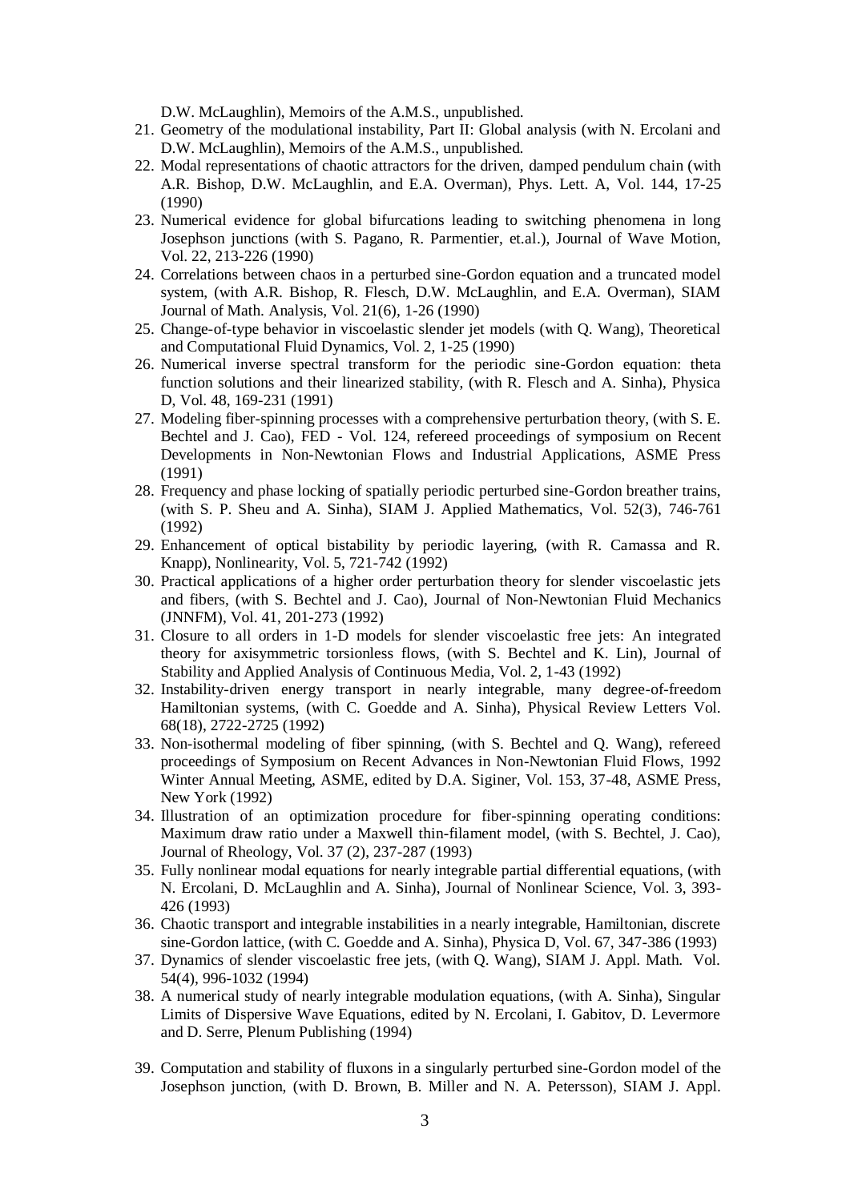D.W. McLaughlin), Memoirs of the A.M.S., unpublished.

21. Geometry of the modulational instability, Part II: Global analysis (with N. Ercolani and D.W. McLaughlin), Memoirs of the A.M.S., unpublished.
22. Modal representations of chaotic attractors for the driven, damped pendulum chain (with A.R. Bishop, D.W. McLaughlin, and E.A. Overman), Phys. Lett. A, Vol. 144, 17-25 (1990)
23. Numerical evidence for global bifurcations leading to switching phenomena in long Josephson junctions (with S. Pagano, R. Parmentier, et.al.), Journal of Wave Motion, Vol. 22, 213-226 (1990)
24. Correlations between chaos in a perturbed sine-Gordon equation and a truncated model system, (with A.R. Bishop, R. Flesch, D.W. McLaughlin, and E.A. Overman), SIAM Journal of Math. Analysis, Vol. 21(6), 1-26 (1990)
25. Change-of-type behavior in viscoelastic slender jet models (with Q. Wang), Theoretical and Computational Fluid Dynamics, Vol. 2, 1-25 (1990)
26. Numerical inverse spectral transform for the periodic sine-Gordon equation: theta function solutions and their linearized stability, (with R. Flesch and A. Sinha), Physica D, Vol. 48, 169-231 (1991)
27. Modeling fiber-spinning processes with a comprehensive perturbation theory, (with S. E. Bechtel and J. Cao), FED - Vol. 124, refereed proceedings of symposium on Recent Developments in Non-Newtonian Flows and Industrial Applications, ASME Press (1991)
28. Frequency and phase locking of spatially periodic perturbed sine-Gordon breather trains, (with S. P. Sheu and A. Sinha), SIAM J. Applied Mathematics, Vol. 52(3), 746-761 (1992)
29. Enhancement of optical bistability by periodic layering, (with R. Camassa and R. Knapp), Nonlinearity, Vol. 5, 721-742 (1992)
30. Practical applications of a higher order perturbation theory for slender viscoelastic jets and fibers, (with S. Bechtel and J. Cao), Journal of Non-Newtonian Fluid Mechanics (JNNFM), Vol. 41, 201-273 (1992)
31. Closure to all orders in 1-D models for slender viscoelastic free jets: An integrated theory for axisymmetric torsionless flows, (with S. Bechtel and K. Lin), Journal of Stability and Applied Analysis of Continuous Media, Vol. 2, 1-43 (1992)
32. Instability-driven energy transport in nearly integrable, many degree-of-freedom Hamiltonian systems, (with C. Goedde and A. Sinha), Physical Review Letters Vol. 68(18), 2722-2725 (1992)
33. Non-isothermal modeling of fiber spinning, (with S. Bechtel and Q. Wang), refereed proceedings of Symposium on Recent Advances in Non-Newtonian Fluid Flows, 1992 Winter Annual Meeting, ASME, edited by D.A. Siginer, Vol. 153, 37-48, ASME Press, New York (1992)
34. Illustration of an optimization procedure for fiber-spinning operating conditions: Maximum draw ratio under a Maxwell thin-filament model, (with S. Bechtel, J. Cao), Journal of Rheology, Vol. 37 (2), 237-287 (1993)
35. Fully nonlinear modal equations for nearly integrable partial differential equations, (with N. Ercolani, D. McLaughlin and A. Sinha), Journal of Nonlinear Science, Vol. 3, 393-426 (1993)
36. Chaotic transport and integrable instabilities in a nearly integrable, Hamiltonian, discrete sine-Gordon lattice, (with C. Goedde and A. Sinha), Physica D, Vol. 67, 347-386 (1993)
37. Dynamics of slender viscoelastic free jets, (with Q. Wang), SIAM J. Appl. Math. Vol. 54(4), 996-1032 (1994)
38. A numerical study of nearly integrable modulation equations, (with A. Sinha), Singular Limits of Dispersive Wave Equations, edited by N. Ercolani, I. Gabitov, D. Levermore and D. Serre, Plenum Publishing (1994)
39. Computation and stability of fluxons in a singularly perturbed sine-Gordon model of the Josephson junction, (with D. Brown, B. Miller and N. A. Petersson), SIAM J. Appl.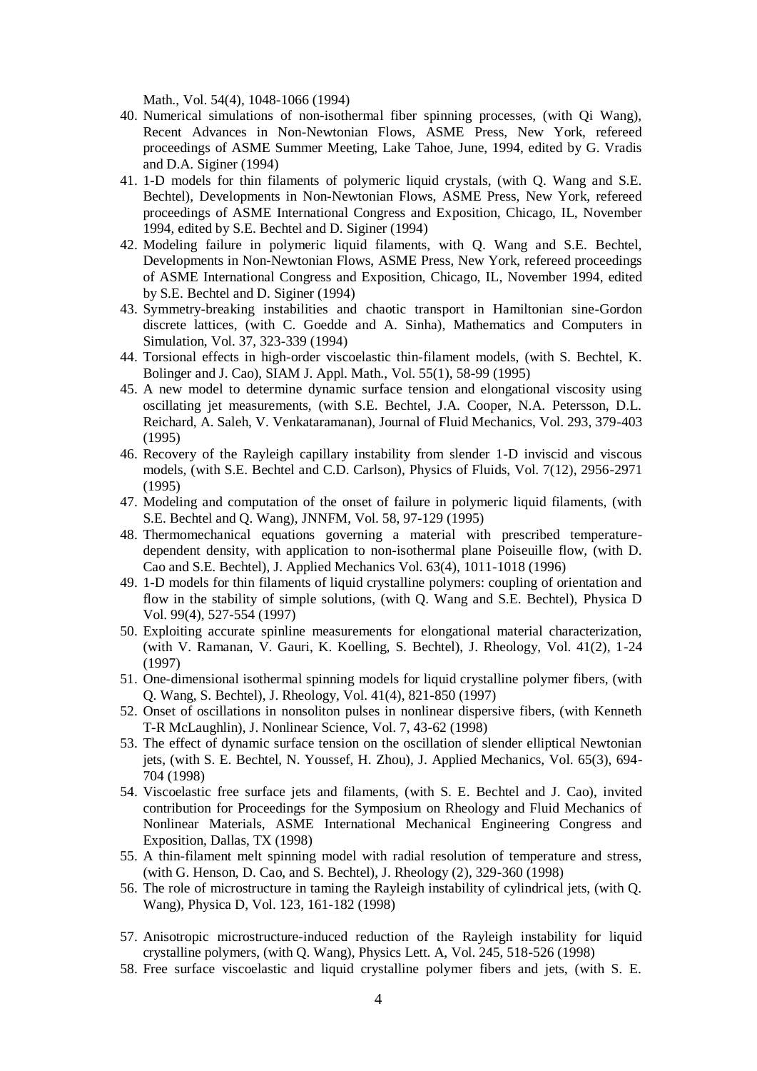Math., Vol. 54(4), 1048-1066 (1994)

40. Numerical simulations of non-isothermal fiber spinning processes, (with Qi Wang), Recent Advances in Non-Newtonian Flows, ASME Press, New York, refereed proceedings of ASME Summer Meeting, Lake Tahoe, June, 1994, edited by G. Vradis and D.A. Siginer (1994)
41. 1-D models for thin filaments of polymeric liquid crystals, (with Q. Wang and S.E. Bechtel), Developments in Non-Newtonian Flows, ASME Press, New York, refereed proceedings of ASME International Congress and Exposition, Chicago, IL, November 1994, edited by S.E. Bechtel and D. Siginer (1994)
42. Modeling failure in polymeric liquid filaments, with Q. Wang and S.E. Bechtel, Developments in Non-Newtonian Flows, ASME Press, New York, refereed proceedings of ASME International Congress and Exposition, Chicago, IL, November 1994, edited by S.E. Bechtel and D. Siginer (1994)
43. Symmetry-breaking instabilities and chaotic transport in Hamiltonian sine-Gordon discrete lattices, (with C. Goedde and A. Sinha), Mathematics and Computers in Simulation, Vol. 37, 323-339 (1994)
44. Torsional effects in high-order viscoelastic thin-filament models, (with S. Bechtel, K. Bolinger and J. Cao), SIAM J. Appl. Math., Vol. 55(1), 58-99 (1995)
45. A new model to determine dynamic surface tension and elongational viscosity using oscillating jet measurements, (with S.E. Bechtel, J.A. Cooper, N.A. Petersson, D.L. Reichard, A. Saleh, V. Venkataramanan), Journal of Fluid Mechanics, Vol. 293, 379-403 (1995)
46. Recovery of the Rayleigh capillary instability from slender 1-D inviscid and viscous models, (with S.E. Bechtel and C.D. Carlson), Physics of Fluids, Vol. 7(12), 2956-2971 (1995)
47. Modeling and computation of the onset of failure in polymeric liquid filaments, (with S.E. Bechtel and Q. Wang), JNNFM, Vol. 58, 97-129 (1995)
48. Thermomechanical equations governing a material with prescribed temperature-dependent density, with application to non-isothermal plane Poiseuille flow, (with D. Cao and S.E. Bechtel), J. Applied Mechanics Vol. 63(4), 1011-1018 (1996)
49. 1-D models for thin filaments of liquid crystalline polymers: coupling of orientation and flow in the stability of simple solutions, (with Q. Wang and S.E. Bechtel), Physica D Vol. 99(4), 527-554 (1997)
50. Exploiting accurate spinline measurements for elongational material characterization, (with V. Ramanan, V. Gauri, K. Koelling, S. Bechtel), J. Rheology, Vol. 41(2), 1-24 (1997)
51. One-dimensional isothermal spinning models for liquid crystalline polymer fibers, (with Q. Wang, S. Bechtel), J. Rheology, Vol. 41(4), 821-850 (1997)
52. Onset of oscillations in nonsoliton pulses in nonlinear dispersive fibers, (with Kenneth T-R McLaughlin), J. Nonlinear Science, Vol. 7, 43-62 (1998)
53. The effect of dynamic surface tension on the oscillation of slender elliptical Newtonian jets, (with S. E. Bechtel, N. Youssef, H. Zhou), J. Applied Mechanics, Vol. 65(3), 694-704 (1998)
54. Viscoelastic free surface jets and filaments, (with S. E. Bechtel and J. Cao), invited contribution for Proceedings for the Symposium on Rheology and Fluid Mechanics of Nonlinear Materials, ASME International Mechanical Engineering Congress and Exposition, Dallas, TX (1998)
55. A thin-filament melt spinning model with radial resolution of temperature and stress, (with G. Henson, D. Cao, and S. Bechtel), J. Rheology (2), 329-360 (1998)
56. The role of microstructure in taming the Rayleigh instability of cylindrical jets, (with Q. Wang), Physica D, Vol. 123, 161-182 (1998)
57. Anisotropic microstructure-induced reduction of the Rayleigh instability for liquid crystalline polymers, (with Q. Wang), Physics Lett. A, Vol. 245, 518-526 (1998)
58. Free surface viscoelastic and liquid crystalline polymer fibers and jets, (with S. E.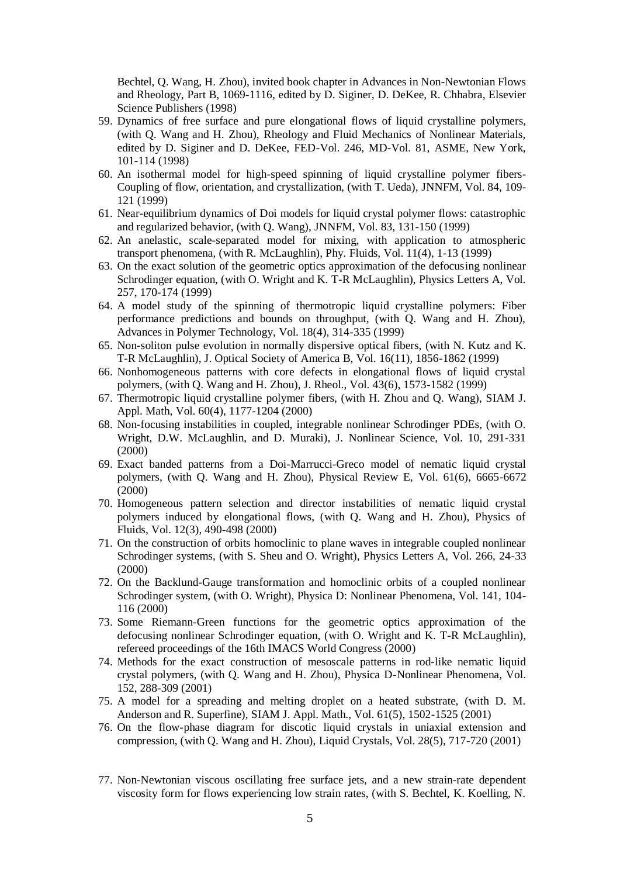Bechtel, Q. Wang, H. Zhou), invited book chapter in Advances in Non-Newtonian Flows and Rheology, Part B, 1069-1116, edited by D. Siginer, D. DeKee, R. Chhabra, Elsevier Science Publishers (1998)

59. Dynamics of free surface and pure elongational flows of liquid crystalline polymers, (with Q. Wang and H. Zhou), Rheology and Fluid Mechanics of Nonlinear Materials, edited by D. Siginer and D. DeKee, FED-Vol. 246, MD-Vol. 81, ASME, New York, 101-114 (1998)
60. An isothermal model for high-speed spinning of liquid crystalline polymer fibers-Coupling of flow, orientation, and crystallization, (with T. Ueda), JNNFM, Vol. 84, 109-121 (1999)
61. Near-equilibrium dynamics of Doi models for liquid crystal polymer flows: catastrophic and regularized behavior, (with Q. Wang), JNNFM, Vol. 83, 131-150 (1999)
62. An anelastic, scale-separated model for mixing, with application to atmospheric transport phenomena, (with R. McLaughlin), Phy. Fluids, Vol. 11(4), 1-13 (1999)
63. On the exact solution of the geometric optics approximation of the defocusing nonlinear Schrodinger equation, (with O. Wright and K. T-R McLaughlin), Physics Letters A, Vol. 257, 170-174 (1999)
64. A model study of the spinning of thermotropic liquid crystalline polymers: Fiber performance predictions and bounds on throughput, (with Q. Wang and H. Zhou), Advances in Polymer Technology, Vol. 18(4), 314-335 (1999)
65. Non-soliton pulse evolution in normally dispersive optical fibers, (with N. Kutz and K. T-R McLaughlin), J. Optical Society of America B, Vol. 16(11), 1856-1862 (1999)
66. Nonhomogeneous patterns with core defects in elongational flows of liquid crystal polymers, (with Q. Wang and H. Zhou), J. Rheol., Vol. 43(6), 1573-1582 (1999)
67. Thermotropic liquid crystalline polymer fibers, (with H. Zhou and Q. Wang), SIAM J. Appl. Math, Vol. 60(4), 1177-1204 (2000)
68. Non-focusing instabilities in coupled, integrable nonlinear Schrodinger PDEs, (with O. Wright, D.W. McLaughlin, and D. Muraki), J. Nonlinear Science, Vol. 10, 291-331 (2000)
69. Exact banded patterns from a Doi-Marrucci-Greco model of nematic liquid crystal polymers, (with Q. Wang and H. Zhou), Physical Review E, Vol. 61(6), 6665-6672 (2000)
70. Homogeneous pattern selection and director instabilities of nematic liquid crystal polymers induced by elongational flows, (with Q. Wang and H. Zhou), Physics of Fluids, Vol. 12(3), 490-498 (2000)
71. On the construction of orbits homoclinic to plane waves in integrable coupled nonlinear Schrodinger systems, (with S. Sheu and O. Wright), Physics Letters A, Vol. 266, 24-33 (2000)
72. On the Backlund-Gauge transformation and homoclinic orbits of a coupled nonlinear Schrodinger system, (with O. Wright), Physica D: Nonlinear Phenomena, Vol. 141, 104-116 (2000)
73. Some Riemann-Green functions for the geometric optics approximation of the defocusing nonlinear Schrodinger equation, (with O. Wright and K. T-R McLaughlin), refereed proceedings of the 16th IMACS World Congress (2000)
74. Methods for the exact construction of mesoscale patterns in rod-like nematic liquid crystal polymers, (with Q. Wang and H. Zhou), Physica D-Nonlinear Phenomena, Vol. 152, 288-309 (2001)
75. A model for a spreading and melting droplet on a heated substrate, (with D. M. Anderson and R. Superfine), SIAM J. Appl. Math., Vol. 61(5), 1502-1525 (2001)
76. On the flow-phase diagram for discotic liquid crystals in uniaxial extension and compression, (with Q. Wang and H. Zhou), Liquid Crystals, Vol. 28(5), 717-720 (2001)
77. Non-Newtonian viscous oscillating free surface jets, and a new strain-rate dependent viscosity form for flows experiencing low strain rates, (with S. Bechtel, K. Koelling, N.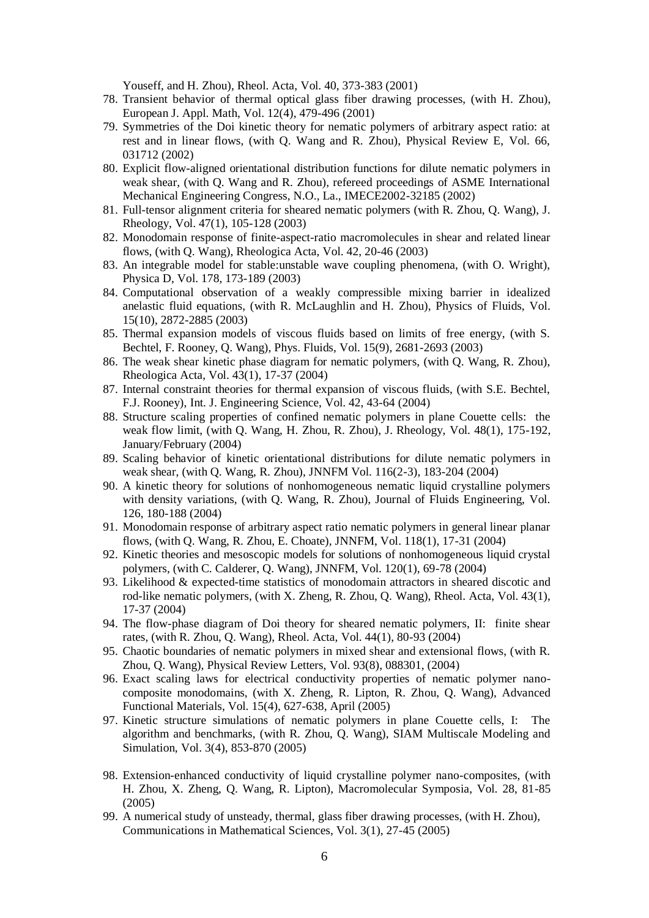Youseff, and H. Zhou), Rheol. Acta, Vol. 40, 373-383 (2001)

78. Transient behavior of thermal optical glass fiber drawing processes, (with H. Zhou), European J. Appl. Math, Vol. 12(4), 479-496 (2001)
79. Symmetries of the Doi kinetic theory for nematic polymers of arbitrary aspect ratio: at rest and in linear flows, (with Q. Wang and R. Zhou), Physical Review E, Vol. 66, 031712 (2002)
80. Explicit flow-aligned orientational distribution functions for dilute nematic polymers in weak shear, (with Q. Wang and R. Zhou), refereed proceedings of ASME International Mechanical Engineering Congress, N.O., La., IMECE2002-32185 (2002)
81. Full-tensor alignment criteria for sheared nematic polymers (with R. Zhou, Q. Wang), J. Rheology, Vol. 47(1), 105-128 (2003)
82. Monodomain response of finite-aspect-ratio macromolecules in shear and related linear flows, (with Q. Wang), Rheologica Acta, Vol. 42, 20-46 (2003)
83. An integrable model for stable:unstable wave coupling phenomena, (with O. Wright), Physica D, Vol. 178, 173-189 (2003)
84. Computational observation of a weakly compressible mixing barrier in idealized anelastic fluid equations, (with R. McLaughlin and H. Zhou), Physics of Fluids, Vol. 15(10), 2872-2885 (2003)
85. Thermal expansion models of viscous fluids based on limits of free energy, (with S. Bechtel, F. Rooney, Q. Wang), Phys. Fluids, Vol. 15(9), 2681-2693 (2003)
86. The weak shear kinetic phase diagram for nematic polymers, (with Q. Wang, R. Zhou), Rheologica Acta, Vol. 43(1), 17-37 (2004)
87. Internal constraint theories for thermal expansion of viscous fluids, (with S.E. Bechtel, F.J. Rooney), Int. J. Engineering Science, Vol. 42, 43-64 (2004)
88. Structure scaling properties of confined nematic polymers in plane Couette cells: the weak flow limit, (with Q. Wang, H. Zhou, R. Zhou), J. Rheology, Vol. 48(1), 175-192, January/February (2004)
89. Scaling behavior of kinetic orientational distributions for dilute nematic polymers in weak shear, (with Q. Wang, R. Zhou), JNNFM Vol. 116(2-3), 183-204 (2004)
90. A kinetic theory for solutions of nonhomogeneous nematic liquid crystalline polymers with density variations, (with Q. Wang, R. Zhou), Journal of Fluids Engineering, Vol. 126, 180-188 (2004)
91. Monodomain response of arbitrary aspect ratio nematic polymers in general linear planar flows, (with Q. Wang, R. Zhou, E. Choate), JNNFM, Vol. 118(1), 17-31 (2004)
92. Kinetic theories and mesoscopic models for solutions of nonhomogeneous liquid crystal polymers, (with C. Calderer, Q. Wang), JNNFM, Vol. 120(1), 69-78 (2004)
93. Likelihood & expected-time statistics of monodomain attractors in sheared discotic and rod-like nematic polymers, (with X. Zheng, R. Zhou, Q. Wang), Rheol. Acta, Vol. 43(1), 17-37 (2004)
94. The flow-phase diagram of Doi theory for sheared nematic polymers, II: finite shear rates, (with R. Zhou, Q. Wang), Rheol. Acta, Vol. 44(1), 80-93 (2004)
95. Chaotic boundaries of nematic polymers in mixed shear and extensional flows, (with R. Zhou, Q. Wang), Physical Review Letters, Vol. 93(8), 088301, (2004)
96. Exact scaling laws for electrical conductivity properties of nematic polymer nano-composite monodomains, (with X. Zheng, R. Lipton, R. Zhou, Q. Wang), Advanced Functional Materials, Vol. 15(4), 627-638, April (2005)
97. Kinetic structure simulations of nematic polymers in plane Couette cells, I: The algorithm and benchmarks, (with R. Zhou, Q. Wang), SIAM Multiscale Modeling and Simulation, Vol. 3(4), 853-870 (2005)
98. Extension-enhanced conductivity of liquid crystalline polymer nano-composites, (with H. Zhou, X. Zheng, Q. Wang, R. Lipton), Macromolecular Symposia, Vol. 28, 81-85 (2005)
99. A numerical study of unsteady, thermal, glass fiber drawing processes, (with H. Zhou), Communications in Mathematical Sciences, Vol. 3(1), 27-45 (2005)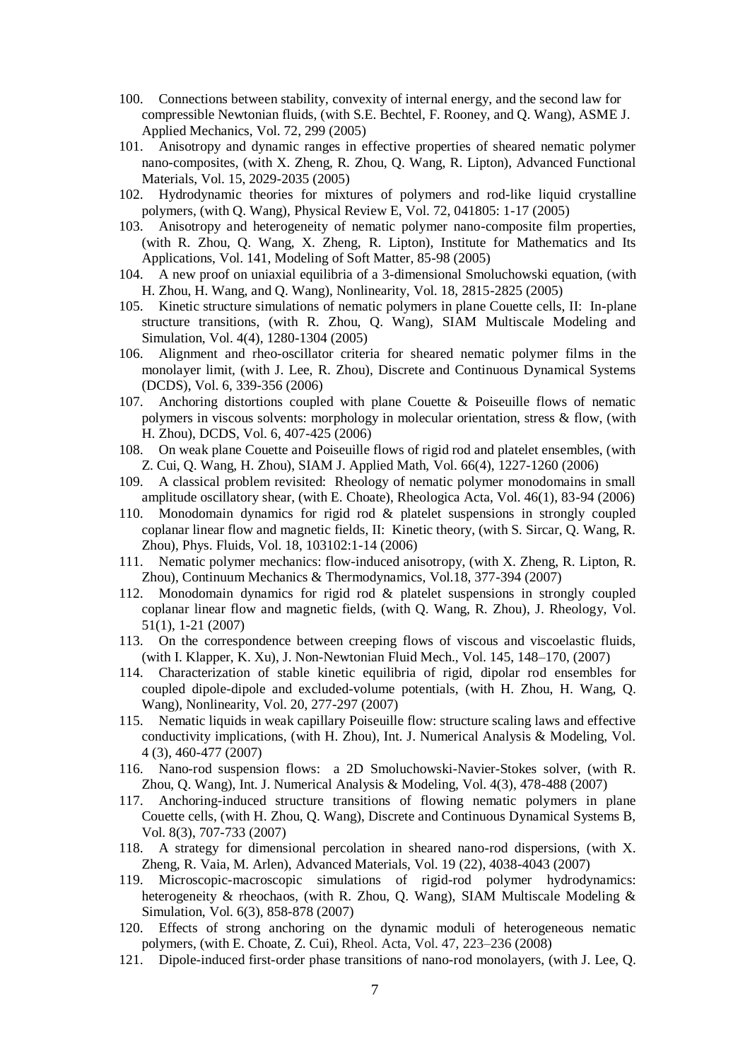100. Connections between stability, convexity of internal energy, and the second law for compressible Newtonian fluids, (with S.E. Bechtel, F. Rooney, and Q. Wang), ASME J. Applied Mechanics, Vol. 72, 299 (2005)
101. Anisotropy and dynamic ranges in effective properties of sheared nematic polymer nano-composites, (with X. Zheng, R. Zhou, Q. Wang, R. Lipton), Advanced Functional Materials, Vol. 15, 2029-2035 (2005)
102. Hydrodynamic theories for mixtures of polymers and rod-like liquid crystalline polymers, (with Q. Wang), Physical Review E, Vol. 72, 041805: 1-17 (2005)
103. Anisotropy and heterogeneity of nematic polymer nano-composite film properties, (with R. Zhou, Q. Wang, X. Zheng, R. Lipton), Institute for Mathematics and Its Applications, Vol. 141, Modeling of Soft Matter, 85-98 (2005)
104. A new proof on uniaxial equilibria of a 3-dimensional Smoluchowski equation, (with H. Zhou, H. Wang, and Q. Wang), Nonlinearity, Vol. 18, 2815-2825 (2005)
105. Kinetic structure simulations of nematic polymers in plane Couette cells, II: In-plane structure transitions, (with R. Zhou, Q. Wang), SIAM Multiscale Modeling and Simulation, Vol. 4(4), 1280-1304 (2005)
106. Alignment and rheo-oscillator criteria for sheared nematic polymer films in the monolayer limit, (with J. Lee, R. Zhou), Discrete and Continuous Dynamical Systems (DCDS), Vol. 6, 339-356 (2006)
107. Anchoring distortions coupled with plane Couette & Poiseuille flows of nematic polymers in viscous solvents: morphology in molecular orientation, stress & flow, (with H. Zhou), DCDS, Vol. 6, 407-425 (2006)
108. On weak plane Couette and Poiseuille flows of rigid rod and platelet ensembles, (with Z. Cui, Q. Wang, H. Zhou), SIAM J. Applied Math, Vol. 66(4), 1227-1260 (2006)
109. A classical problem revisited: Rheology of nematic polymer monodomains in small amplitude oscillatory shear, (with E. Choate), Rheologica Acta, Vol. 46(1), 83-94 (2006)
110. Monodomain dynamics for rigid rod & platelet suspensions in strongly coupled coplanar linear flow and magnetic fields, II: Kinetic theory, (with S. Sircar, Q. Wang, R. Zhou), Phys. Fluids, Vol. 18, 103102:1-14 (2006)
111. Nematic polymer mechanics: flow-induced anisotropy, (with X. Zheng, R. Lipton, R. Zhou), Continuum Mechanics & Thermodynamics, Vol.18, 377-394 (2007)
112. Monodomain dynamics for rigid rod & platelet suspensions in strongly coupled coplanar linear flow and magnetic fields, (with Q. Wang, R. Zhou), J. Rheology, Vol. 51(1), 1-21 (2007)
113. On the correspondence between creeping flows of viscous and viscoelastic fluids, (with I. Klapper, K. Xu), J. Non-Newtonian Fluid Mech., Vol. 145, 148–170, (2007)
114. Characterization of stable kinetic equilibria of rigid, dipolar rod ensembles for coupled dipole-dipole and excluded-volume potentials, (with H. Zhou, H. Wang, Q. Wang), Nonlinearity, Vol. 20, 277-297 (2007)
115. Nematic liquids in weak capillary Poiseuille flow: structure scaling laws and effective conductivity implications, (with H. Zhou), Int. J. Numerical Analysis & Modeling, Vol. 4 (3), 460-477 (2007)
116. Nano-rod suspension flows: a 2D Smoluchowski-Navier-Stokes solver, (with R. Zhou, Q. Wang), Int. J. Numerical Analysis & Modeling, Vol. 4(3), 478-488 (2007)
117. Anchoring-induced structure transitions of flowing nematic polymers in plane Couette cells, (with H. Zhou, Q. Wang), Discrete and Continuous Dynamical Systems B, Vol. 8(3), 707-733 (2007)
118. A strategy for dimensional percolation in sheared nano-rod dispersions, (with X. Zheng, R. Vaia, M. Arlen), Advanced Materials, Vol. 19 (22), 4038-4043 (2007)
119. Microscopic-macroscopic simulations of rigid-rod polymer hydrodynamics: heterogeneity & rheochaos, (with R. Zhou, Q. Wang), SIAM Multiscale Modeling & Simulation, Vol. 6(3), 858-878 (2007)
120. Effects of strong anchoring on the dynamic moduli of heterogeneous nematic polymers, (with E. Choate, Z. Cui), Rheol. Acta, Vol. 47, 223–236 (2008)
121. Dipole-induced first-order phase transitions of nano-rod monolayers, (with J. Lee, Q.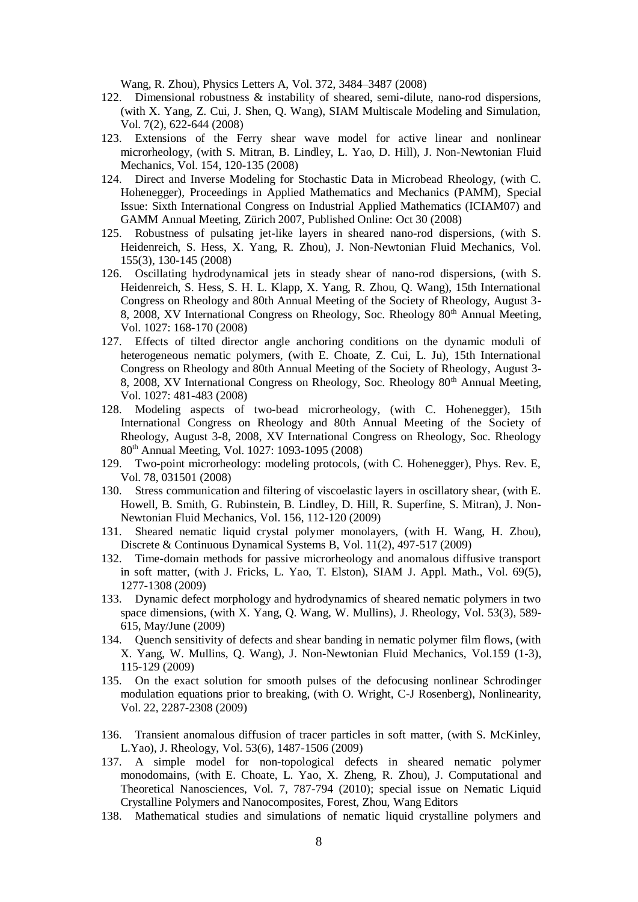Wang, R. Zhou), Physics Letters A, Vol. 372, 3484–3487 (2008)

122. Dimensional robustness & instability of sheared, semi-dilute, nano-rod dispersions, (with X. Yang, Z. Cui, J. Shen, Q. Wang), SIAM Multiscale Modeling and Simulation, Vol. 7(2), 622-644 (2008)
123. Extensions of the Ferry shear wave model for active linear and nonlinear microrheology, (with S. Mitran, B. Lindley, L. Yao, D. Hill), J. Non-Newtonian Fluid Mechanics, Vol. 154, 120-135 (2008)
124. Direct and Inverse Modeling for Stochastic Data in Microbead Rheology, (with C. Hohenegger), Proceedings in Applied Mathematics and Mechanics (PAMM), Special Issue: Sixth International Congress on Industrial Applied Mathematics (ICIAM07) and GAMM Annual Meeting, Zürich 2007, Published Online: Oct 30 (2008)
125. Robustness of pulsating jet-like layers in sheared nano-rod dispersions, (with S. Heidenreich, S. Hess, X. Yang, R. Zhou), J. Non-Newtonian Fluid Mechanics, Vol. 155(3), 130-145 (2008)
126. Oscillating hydrodynamical jets in steady shear of nano-rod dispersions, (with S. Heidenreich, S. Hess, S. H. L. Klapp, X. Yang, R. Zhou, Q. Wang), 15th International Congress on Rheology and 80th Annual Meeting of the Society of Rheology, August 3-8, 2008, XV International Congress on Rheology, Soc. Rheology 80th Annual Meeting, Vol. 1027: 168-170 (2008)
127. Effects of tilted director angle anchoring conditions on the dynamic moduli of heterogeneous nematic polymers, (with E. Choate, Z. Cui, L. Ju), 15th International Congress on Rheology and 80th Annual Meeting of the Society of Rheology, August 3-8, 2008, XV International Congress on Rheology, Soc. Rheology 80th Annual Meeting, Vol. 1027: 481-483 (2008)
128. Modeling aspects of two-bead microrheology, (with C. Hohenegger), 15th International Congress on Rheology and 80th Annual Meeting of the Society of Rheology, August 3-8, 2008, XV International Congress on Rheology, Soc. Rheology 80th Annual Meeting, Vol. 1027: 1093-1095 (2008)
129. Two-point microrheology: modeling protocols, (with C. Hohenegger), Phys. Rev. E, Vol. 78, 031501 (2008)
130. Stress communication and filtering of viscoelastic layers in oscillatory shear, (with E. Howell, B. Smith, G. Rubinstein, B. Lindley, D. Hill, R. Superfine, S. Mitran), J. Non-Newtonian Fluid Mechanics, Vol. 156, 112-120 (2009)
131. Sheared nematic liquid crystal polymer monolayers, (with H. Wang, H. Zhou), Discrete & Continuous Dynamical Systems B, Vol. 11(2), 497-517 (2009)
132. Time-domain methods for passive microrheology and anomalous diffusive transport in soft matter, (with J. Fricks, L. Yao, T. Elston), SIAM J. Appl. Math., Vol. 69(5), 1277-1308 (2009)
133. Dynamic defect morphology and hydrodynamics of sheared nematic polymers in two space dimensions, (with X. Yang, Q. Wang, W. Mullins), J. Rheology, Vol. 53(3), 589-615, May/June (2009)
134. Quench sensitivity of defects and shear banding in nematic polymer film flows, (with X. Yang, W. Mullins, Q. Wang), J. Non-Newtonian Fluid Mechanics, Vol.159 (1-3), 115-129 (2009)
135. On the exact solution for smooth pulses of the defocusing nonlinear Schrodinger modulation equations prior to breaking, (with O. Wright, C-J Rosenberg), Nonlinearity, Vol. 22, 2287-2308 (2009)
136. Transient anomalous diffusion of tracer particles in soft matter, (with S. McKinley, L.Yao), J. Rheology, Vol. 53(6), 1487-1506 (2009)
137. A simple model for non-topological defects in sheared nematic polymer monodomains, (with E. Choate, L. Yao, X. Zheng, R. Zhou), J. Computational and Theoretical Nanosciences, Vol. 7, 787-794 (2010); special issue on Nematic Liquid Crystalline Polymers and Nanocomposites, Forest, Zhou, Wang Editors
138. Mathematical studies and simulations of nematic liquid crystalline polymers and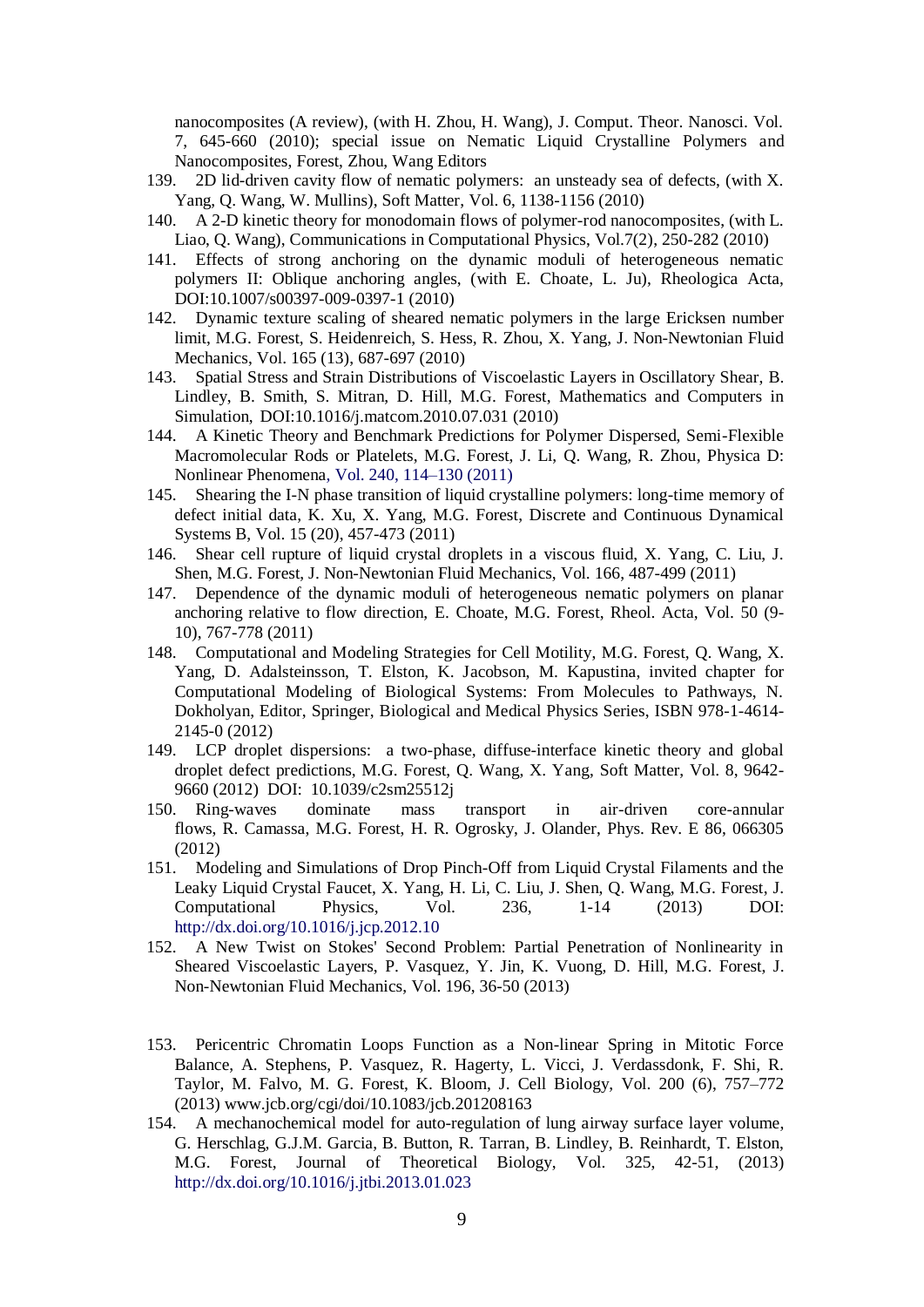nanocomposites (A review), (with H. Zhou, H. Wang), J. Comput. Theor. Nanosci. Vol. 7, 645-660 (2010); special issue on Nematic Liquid Crystalline Polymers and Nanocomposites, Forest, Zhou, Wang Editors

139. 2D lid-driven cavity flow of nematic polymers: an unsteady sea of defects, (with X. Yang, Q. Wang, W. Mullins), Soft Matter, Vol. 6, 1138-1156 (2010)
140. A 2-D kinetic theory for monodomain flows of polymer-rod nanocomposites, (with L. Liao, Q. Wang), Communications in Computational Physics, Vol.7(2), 250-282 (2010)
141. Effects of strong anchoring on the dynamic moduli of heterogeneous nematic polymers II: Oblique anchoring angles, (with E. Choate, L. Ju), Rheologica Acta, DOI:10.1007/s00397-009-0397-1 (2010)
142. Dynamic texture scaling of sheared nematic polymers in the large Ericksen number limit, M.G. Forest, S. Heidenreich, S. Hess, R. Zhou, X. Yang, J. Non-Newtonian Fluid Mechanics, Vol. 165 (13), 687-697 (2010)
143. Spatial Stress and Strain Distributions of Viscoelastic Layers in Oscillatory Shear, B. Lindley, B. Smith, S. Mitran, D. Hill, M.G. Forest, Mathematics and Computers in Simulation, DOI:10.1016/j.matcom.2010.07.031 (2010)
144. A Kinetic Theory and Benchmark Predictions for Polymer Dispersed, Semi-Flexible Macromolecular Rods or Platelets, M.G. Forest, J. Li, Q. Wang, R. Zhou, Physica D: Nonlinear Phenomena, Vol. 240, 114–130 (2011)
145. Shearing the I-N phase transition of liquid crystalline polymers: long-time memory of defect initial data, K. Xu, X. Yang, M.G. Forest, Discrete and Continuous Dynamical Systems B, Vol. 15 (20), 457-473 (2011)
146. Shear cell rupture of liquid crystal droplets in a viscous fluid, X. Yang, C. Liu, J. Shen, M.G. Forest, J. Non-Newtonian Fluid Mechanics, Vol. 166, 487-499 (2011)
147. Dependence of the dynamic moduli of heterogeneous nematic polymers on planar anchoring relative to flow direction, E. Choate, M.G. Forest, Rheol. Acta, Vol. 50 (9-10), 767-778 (2011)
148. Computational and Modeling Strategies for Cell Motility, M.G. Forest, Q. Wang, X. Yang, D. Adalsteinsson, T. Elston, K. Jacobson, M. Kapustina, invited chapter for Computational Modeling of Biological Systems: From Molecules to Pathways, N. Dokholyan, Editor, Springer, Biological and Medical Physics Series, ISBN 978-1-4614-2145-0 (2012)
149. LCP droplet dispersions: a two-phase, diffuse-interface kinetic theory and global droplet defect predictions, M.G. Forest, Q. Wang, X. Yang, Soft Matter, Vol. 8, 9642-9660 (2012) DOI: 10.1039/c2sm25512j
150. Ring-waves dominate mass transport in air-driven core-annular flows, R. Camassa, M.G. Forest, H. R. Ogrosky, J. Olander, Phys. Rev. E 86, 066305 (2012)
151. Modeling and Simulations of Drop Pinch-Off from Liquid Crystal Filaments and the Leaky Liquid Crystal Faucet, X. Yang, H. Li, C. Liu, J. Shen, Q. Wang, M.G. Forest, J. Computational Physics, Vol. 236, 1-14 (2013) DOI: http://dx.doi.org/10.1016/j.jcp.2012.10
152. A New Twist on Stokes' Second Problem: Partial Penetration of Nonlinearity in Sheared Viscoelastic Layers, P. Vasquez, Y. Jin, K. Vuong, D. Hill, M.G. Forest, J. Non-Newtonian Fluid Mechanics, Vol. 196, 36-50 (2013)
153. Pericentric Chromatin Loops Function as a Non-linear Spring in Mitotic Force Balance, A. Stephens, P. Vasquez, R. Hagerty, L. Vicci, J. Verdassdonk, F. Shi, R. Taylor, M. Falvo, M. G. Forest, K. Bloom, J. Cell Biology, Vol. 200 (6), 757–772 (2013) www.jcb.org/cgi/doi/10.1083/jcb.201208163
154. A mechanochemical model for auto-regulation of lung airway surface layer volume, G. Herschlag, G.J.M. Garcia, B. Button, R. Tarran, B. Lindley, B. Reinhardt, T. Elston, M.G. Forest, Journal of Theoretical Biology, Vol. 325, 42-51, (2013) http://dx.doi.org/10.1016/j.jtbi.2013.01.023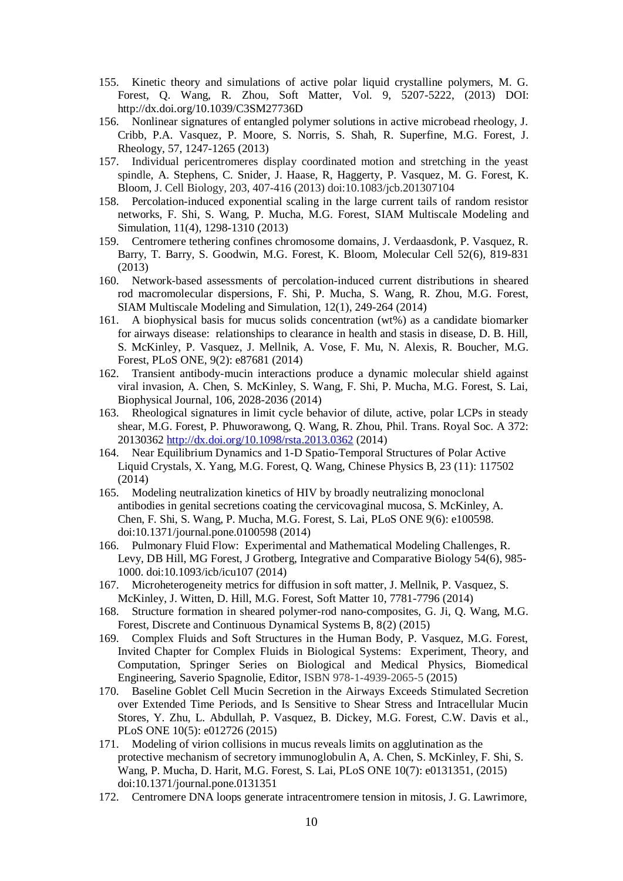155. Kinetic theory and simulations of active polar liquid crystalline polymers, M. G. Forest, Q. Wang, R. Zhou, Soft Matter, Vol. 9, 5207-5222, (2013) DOI: http://dx.doi.org/10.1039/C3SM27736D
156. Nonlinear signatures of entangled polymer solutions in active microbead rheology, J. Cribb, P.A. Vasquez, P. Moore, S. Norris, S. Shah, R. Superfine, M.G. Forest, J. Rheology, 57, 1247-1265 (2013)
157. Individual pericentromeres display coordinated motion and stretching in the yeast spindle, A. Stephens, C. Snider, J. Haase, R, Haggerty, P. Vasquez, M. G. Forest, K. Bloom, J. Cell Biology, 203, 407-416 (2013) doi:10.1083/jcb.201307104
158. Percolation-induced exponential scaling in the large current tails of random resistor networks, F. Shi, S. Wang, P. Mucha, M.G. Forest, SIAM Multiscale Modeling and Simulation, 11(4), 1298-1310 (2013)
159. Centromere tethering confines chromosome domains, J. Verdaasdonk, P. Vasquez, R. Barry, T. Barry, S. Goodwin, M.G. Forest, K. Bloom, Molecular Cell 52(6), 819-831 (2013)
160. Network-based assessments of percolation-induced current distributions in sheared rod macromolecular dispersions, F. Shi, P. Mucha, S. Wang, R. Zhou, M.G. Forest, SIAM Multiscale Modeling and Simulation, 12(1), 249-264 (2014)
161. A biophysical basis for mucus solids concentration (wt%) as a candidate biomarker for airways disease: relationships to clearance in health and stasis in disease, D. B. Hill, S. McKinley, P. Vasquez, J. Mellnik, A. Vose, F. Mu, N. Alexis, R. Boucher, M.G. Forest, PLoS ONE, 9(2): e87681 (2014)
162. Transient antibody-mucin interactions produce a dynamic molecular shield against viral invasion, A. Chen, S. McKinley, S. Wang, F. Shi, P. Mucha, M.G. Forest, S. Lai, Biophysical Journal, 106, 2028-2036 (2014)
163. Rheological signatures in limit cycle behavior of dilute, active, polar LCPs in steady shear, M.G. Forest, P. Phuworawong, Q. Wang, R. Zhou, Phil. Trans. Royal Soc. A 372: 20130362 [http://dx.doi.org/10.1098/rsta.2013.0362](http://dx.doi.org/10.1098/rsta.2013.0362) (2014)
164. Near Equilibrium Dynamics and 1-D Spatio-Temporal Structures of Polar Active Liquid Crystals, X. Yang, M.G. Forest, Q. Wang, Chinese Physics B, 23 (11): 117502 (2014)
165. Modeling neutralization kinetics of HIV by broadly neutralizing monoclonal antibodies in genital secretions coating the cervicovaginal mucosa, S. McKinley, A. Chen, F. Shi, S. Wang, P. Mucha, M.G. Forest, S. Lai, PLoS ONE 9(6): e100598. doi:10.1371/journal.pone.0100598 (2014)
166. Pulmonary Fluid Flow: Experimental and Mathematical Modeling Challenges, R. Levy, DB Hill, MG Forest, J Grotberg, Integrative and Comparative Biology 54(6), 985-1000. doi:10.1093/icb/icu107 (2014)
167. Microheterogeneity metrics for diffusion in soft matter, J. Mellnik, P. Vasquez, S. McKinley, J. Witten, D. Hill, M.G. Forest, Soft Matter 10, 7781-7796 (2014)
168. Structure formation in sheared polymer-rod nano-composites, G. Ji, Q. Wang, M.G. Forest, Discrete and Continuous Dynamical Systems B, 8(2) (2015)
169. Complex Fluids and Soft Structures in the Human Body, P. Vasquez, M.G. Forest, Invited Chapter for Complex Fluids in Biological Systems: Experiment, Theory, and Computation, Springer Series on Biological and Medical Physics, Biomedical Engineering, Saverio Spagnolie, Editor, ISBN 978-1-4939-2065-5 (2015)
170. Baseline Goblet Cell Mucin Secretion in the Airways Exceeds Stimulated Secretion over Extended Time Periods, and Is Sensitive to Shear Stress and Intracellular Mucin Stores, Y. Zhu, L. Abdullah, P. Vasquez, B. Dickey, M.G. Forest, C.W. Davis et al., PLoS ONE 10(5): e012726 (2015)
171. Modeling of virion collisions in mucus reveals limits on agglutination as the protective mechanism of secretory immunoglobulin A, A. Chen, S. McKinley, F. Shi, S. Wang, P. Mucha, D. Harit, M.G. Forest, S. Lai, PLoS ONE 10(7): e0131351, (2015) doi:10.1371/journal.pone.0131351
172. Centromere DNA loops generate intracentromere tension in mitosis, J. G. Lawrimore,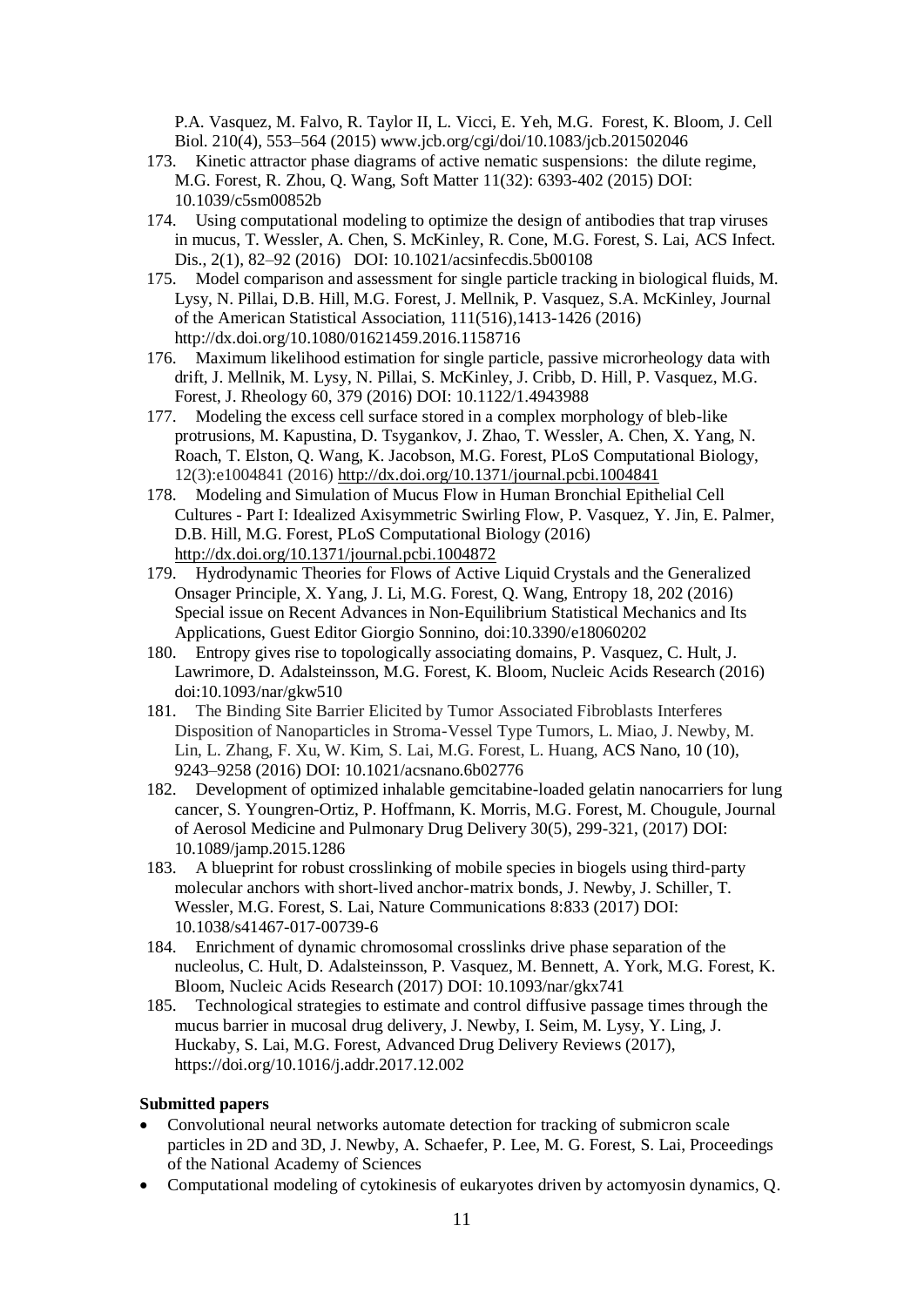P.A. Vasquez, M. Falvo, R. Taylor II, L. Vicci, E. Yeh, M.G. Forest, K. Bloom, J. Cell Biol. 210(4), 553–564 (2015) www.jcb.org/cgi/doi/10.1083/jcb.201502046

173. Kinetic attractor phase diagrams of active nematic suspensions: the dilute regime, M.G. Forest, R. Zhou, Q. Wang, Soft Matter 11(32): 6393-402 (2015) DOI: 10.1039/c5sm00852b
174. Using computational modeling to optimize the design of antibodies that trap viruses in mucus, T. Wessler, A. Chen, S. McKinley, R. Cone, M.G. Forest, S. Lai, ACS Infect. Dis., 2(1), 82–92 (2016) DOI: 10.1021/acsinfecdis.5b00108
175. Model comparison and assessment for single particle tracking in biological fluids, M. Lysy, N. Pillai, D.B. Hill, M.G. Forest, J. Mellnik, P. Vasquez, S.A. McKinley, Journal of the American Statistical Association, 111(516),1413-1426 (2016) http://dx.doi.org/10.1080/01621459.2016.1158716
176. Maximum likelihood estimation for single particle, passive microrheology data with drift, J. Mellnik, M. Lysy, N. Pillai, S. McKinley, J. Cribb, D. Hill, P. Vasquez, M.G. Forest, J. Rheology 60, 379 (2016) DOI: 10.1122/1.4943988
177. Modeling the excess cell surface stored in a complex morphology of bleb-like protrusions, M. Kapustina, D. Tsygankov, J. Zhao, T. Wessler, A. Chen, X. Yang, N. Roach, T. Elston, Q. Wang, K. Jacobson, M.G. Forest, PLoS Computational Biology, 12(3):e1004841 (2016) http://dx.doi.org/10.1371/journal.pcbi.1004841
178. Modeling and Simulation of Mucus Flow in Human Bronchial Epithelial Cell Cultures - Part I: Idealized Axisymmetric Swirling Flow, P. Vasquez, Y. Jin, E. Palmer, D.B. Hill, M.G. Forest, PLoS Computational Biology (2016) http://dx.doi.org/10.1371/journal.pcbi.1004872
179. Hydrodynamic Theories for Flows of Active Liquid Crystals and the Generalized Onsager Principle, X. Yang, J. Li, M.G. Forest, Q. Wang, Entropy 18, 202 (2016) Special issue on Recent Advances in Non-Equilibrium Statistical Mechanics and Its Applications, Guest Editor Giorgio Sonnino, doi:10.3390/e18060202
180. Entropy gives rise to topologically associating domains, P. Vasquez, C. Hult, J. Lawrimore, D. Adalsteinsson, M.G. Forest, K. Bloom, Nucleic Acids Research (2016) doi:10.1093/nar/gkw510
181. The Binding Site Barrier Elicited by Tumor Associated Fibroblasts Interferes Disposition of Nanoparticles in Stroma-Vessel Type Tumors, L. Miao, J. Newby, M. Lin, L. Zhang, F. Xu, W. Kim, S. Lai, M.G. Forest, L. Huang, ACS Nano, 10 (10), 9243–9258 (2016) DOI: 10.1021/acsnano.6b02776
182. Development of optimized inhalable gemcitabine-loaded gelatin nanocarriers for lung cancer, S. Youngren-Ortiz, P. Hoffmann, K. Morris, M.G. Forest, M. Chougule, Journal of Aerosol Medicine and Pulmonary Drug Delivery 30(5), 299-321, (2017) DOI: 10.1089/jamp.2015.1286
183. A blueprint for robust crosslinking of mobile species in biogels using third-party molecular anchors with short-lived anchor-matrix bonds, J. Newby, J. Schiller, T. Wessler, M.G. Forest, S. Lai, Nature Communications 8:833 (2017) DOI: 10.1038/s41467-017-00739-6
184. Enrichment of dynamic chromosomal crosslinks drive phase separation of the nucleolus, C. Hult, D. Adalsteinsson, P. Vasquez, M. Bennett, A. York, M.G. Forest, K. Bloom, Nucleic Acids Research (2017) DOI: 10.1093/nar/gkx741
185. Technological strategies to estimate and control diffusive passage times through the mucus barrier in mucosal drug delivery, J. Newby, I. Seim, M. Lysy, Y. Ling, J. Huckaby, S. Lai, M.G. Forest, Advanced Drug Delivery Reviews (2017), https://doi.org/10.1016/j.addr.2017.12.002

**Submitted papers**

- Convolutional neural networks automate detection for tracking of submicron scale particles in 2D and 3D, J. Newby, A. Schaefer, P. Lee, M. G. Forest, S. Lai, Proceedings of the National Academy of Sciences
- Computational modeling of cytokinesis of eukaryotes driven by actomyosin dynamics, Q.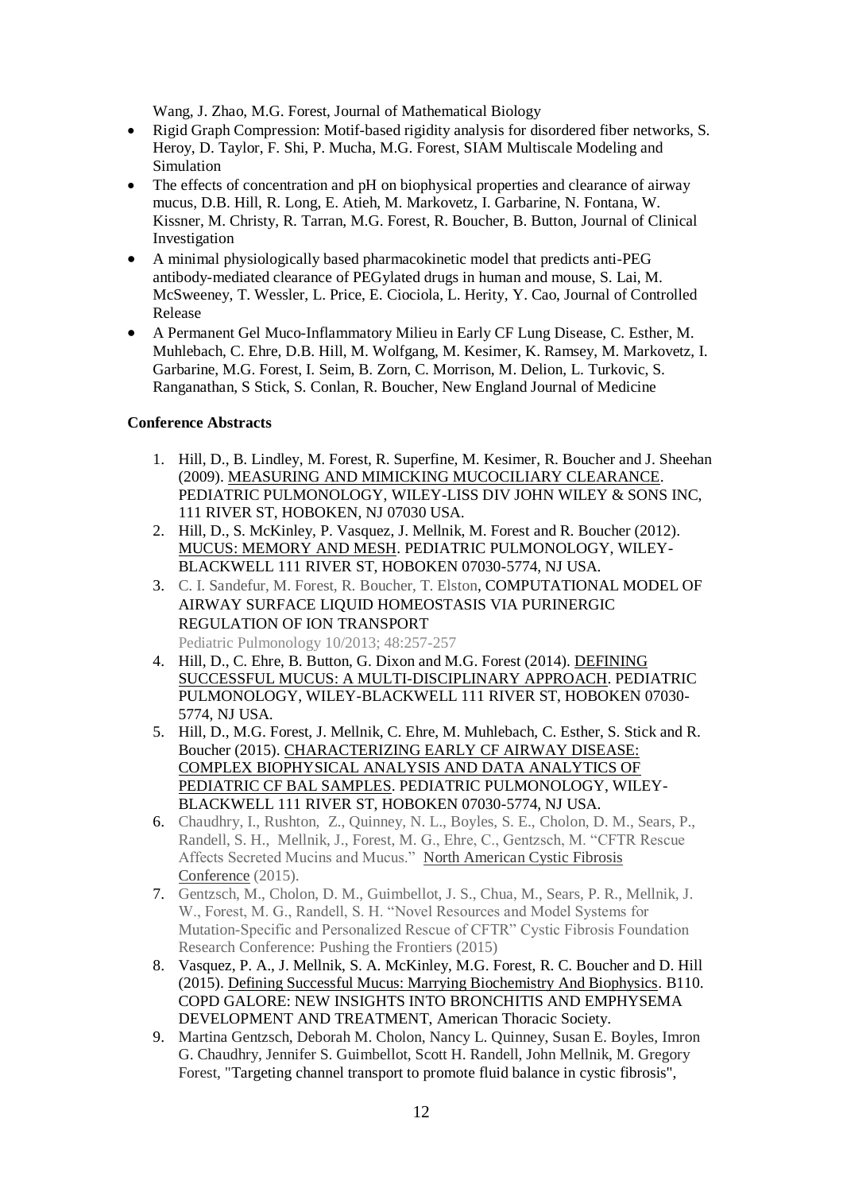Wang, J. Zhao, M.G. Forest, Journal of Mathematical Biology

- Rigid Graph Compression: Motif-based rigidity analysis for disordered fiber networks, S. Heroy, D. Taylor, F. Shi, P. Mucha, M.G. Forest, SIAM Multiscale Modeling and Simulation
- The effects of concentration and pH on biophysical properties and clearance of airway mucus, D.B. Hill, R. Long, E. Atieh, M. Markovetz, I. Garbarine, N. Fontana, W. Kissner, M. Christy, R. Tarran, M.G. Forest, R. Boucher, B. Button, Journal of Clinical Investigation
- A minimal physiologically based pharmacokinetic model that predicts anti-PEG antibody-mediated clearance of PEGylated drugs in human and mouse, S. Lai, M. McSweeney, T. Wessler, L. Price, E. Ciociola, L. Herity, Y. Cao, Journal of Controlled Release
- A Permanent Gel Muco-Inflammatory Milieu in Early CF Lung Disease, C. Esther, M. Muhlebach, C. Ehre, D.B. Hill, M. Wolfgang, M. Kesimer, K. Ramsey, M. Markovetz, I. Garbarine, M.G. Forest, I. Seim, B. Zorn, C. Morrison, M. Delion, L. Turkovic, S. Ranganathan, S Stick, S. Conlan, R. Boucher, New England Journal of Medicine

**Conference Abstracts**

1. Hill, D., B. Lindley, M. Forest, R. Superfine, M. Kesimer, R. Boucher and J. Sheehan (2009). MEASURING AND MIMICKING MUCOCILIARY CLEARANCE. PEDIATRIC PULMONOLOGY, WILEY-LISS DIV JOHN WILEY & SONS INC, 111 RIVER ST, HOBOKEN, NJ 07030 USA.
2. Hill, D., S. McKinley, P. Vasquez, J. Mellnik, M. Forest and R. Boucher (2012). MUCUS: MEMORY AND MESH. PEDIATRIC PULMONOLOGY, WILEY-BLACKWELL 111 RIVER ST, HOBOKEN 07030-5774, NJ USA.
3. C. I. Sandefur, M. Forest, R. Boucher, T. Elston, COMPUTATIONAL MODEL OF AIRWAY SURFACE LIQUID HOMEOSTASIS VIA PURINERGIC REGULATION OF ION TRANSPORT
   Pediatric Pulmonology 10/2013; 48:257-257
4. Hill, D., C. Ehre, B. Button, G. Dixon and M.G. Forest (2014). DEFINING SUCCESSFUL MUCUS: A MULTI-DISCIPLINARY APPROACH. PEDIATRIC PULMONOLOGY, WILEY-BLACKWELL 111 RIVER ST, HOBOKEN 07030-5774, NJ USA.
5. Hill, D., M.G. Forest, J. Mellnik, C. Ehre, M. Muhlebach, C. Esther, S. Stick and R. Boucher (2015). CHARACTERIZING EARLY CF AIRWAY DISEASE: COMPLEX BIOPHYSICAL ANALYSIS AND DATA ANALYTICS OF PEDIATRIC CF BAL SAMPLES. PEDIATRIC PULMONOLOGY, WILEY-BLACKWELL 111 RIVER ST, HOBOKEN 07030-5774, NJ USA.
6. Chaudhry, I., Rushton, Z., Quinney, N. L., Boyles, S. E., Cholon, D. M., Sears, P., Randell, S. H., Mellnik, J., Forest, M. G., Ehre, C., Gentzsch, M. "CFTR Rescue Affects Secreted Mucins and Mucus." North American Cystic Fibrosis Conference (2015).
7. Gentzsch, M., Cholon, D. M., Guimbellot, J. S., Chua, M., Sears, P. R., Mellnik, J. W., Forest, M. G., Randell, S. H. "Novel Resources and Model Systems for Mutation-Specific and Personalized Rescue of CFTR" Cystic Fibrosis Foundation Research Conference: Pushing the Frontiers (2015)
8. Vasquez, P. A., J. Mellnik, S. A. McKinley, M.G. Forest, R. C. Boucher and D. Hill (2015). Defining Successful Mucus: Marrying Biochemistry And Biophysics. B110. COPD GALORE: NEW INSIGHTS INTO BRONCHITIS AND EMPHYSEMA DEVELOPMENT AND TREATMENT, American Thoracic Society.
9. Martina Gentzsch, Deborah M. Cholon, Nancy L. Quinney, Susan E. Boyles, Imron G. Chaudhry, Jennifer S. Guimbellot, Scott H. Randell, John Mellnik, M. Gregory Forest, "Targeting channel transport to promote fluid balance in cystic fibrosis",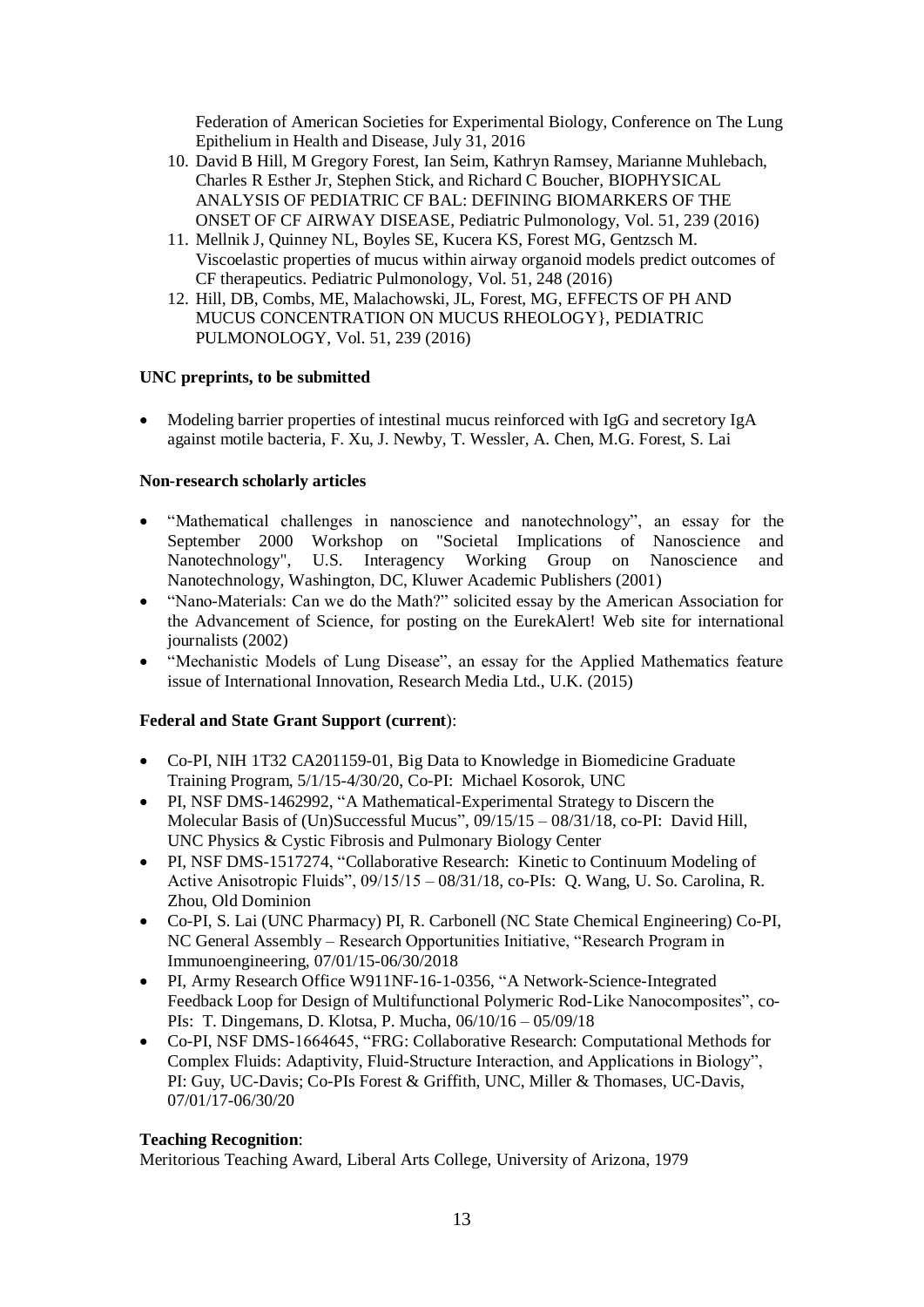Federation of American Societies for Experimental Biology, Conference on The Lung Epithelium in Health and Disease, July 31, 2016

10. David B Hill, M Gregory Forest, Ian Seim, Kathryn Ramsey, Marianne Muhlebach, Charles R Esther Jr, Stephen Stick, and Richard C Boucher, BIOPHYSICAL ANALYSIS OF PEDIATRIC CF BAL: DEFINING BIOMARKERS OF THE ONSET OF CF AIRWAY DISEASE, Pediatric Pulmonology, Vol. 51, 239 (2016)
11. Mellnik J, Quinney NL, Boyles SE, Kucera KS, Forest MG, Gentzsch M. Viscoelastic properties of mucus within airway organoid models predict outcomes of CF therapeutics. Pediatric Pulmonology, Vol. 51, 248 (2016)
12. Hill, DB, Combs, ME, Malachowski, JL, Forest, MG, EFFECTS OF PH AND MUCUS CONCENTRATION ON MUCUS RHEOLOGY}, PEDIATRIC PULMONOLOGY, Vol. 51, 239 (2016)

**UNC preprints, to be submitted**

- Modeling barrier properties of intestinal mucus reinforced with IgG and secretory IgA against motile bacteria, F. Xu, J. Newby, T. Wessler, A. Chen, M.G. Forest, S. Lai

**Non-research scholarly articles**

- "Mathematical challenges in nanoscience and nanotechnology", an essay for the September 2000 Workshop on "Societal Implications of Nanoscience and Nanotechnology", U.S. Interagency Working Group on Nanoscience and Nanotechnology, Washington, DC, Kluwer Academic Publishers (2001)
- "Nano-Materials: Can we do the Math?" solicited essay by the American Association for the Advancement of Science, for posting on the EurekAlert! Web site for international journalists (2002)
- "Mechanistic Models of Lung Disease", an essay for the Applied Mathematics feature issue of International Innovation, Research Media Ltd., U.K. (2015)

**Federal and State Grant Support (current**):

- Co-PI, NIH 1T32 CA201159-01, Big Data to Knowledge in Biomedicine Graduate Training Program, 5/1/15-4/30/20, Co-PI: Michael Kosorok, UNC
- PI, NSF DMS-1462992, "A Mathematical-Experimental Strategy to Discern the Molecular Basis of (Un)Successful Mucus", 09/15/15 – 08/31/18, co-PI: David Hill, UNC Physics & Cystic Fibrosis and Pulmonary Biology Center
- PI, NSF DMS-1517274, "Collaborative Research: Kinetic to Continuum Modeling of Active Anisotropic Fluids", 09/15/15 – 08/31/18, co-PIs: Q. Wang, U. So. Carolina, R. Zhou, Old Dominion
- Co-PI, S. Lai (UNC Pharmacy) PI, R. Carbonell (NC State Chemical Engineering) Co-PI, NC General Assembly – Research Opportunities Initiative, "Research Program in Immunoengineering, 07/01/15-06/30/2018
- PI, Army Research Office W911NF-16-1-0356, "A Network-Science-Integrated Feedback Loop for Design of Multifunctional Polymeric Rod-Like Nanocomposites", co-PIs: T. Dingemans, D. Klotsa, P. Mucha, 06/10/16 – 05/09/18
- Co-PI, NSF DMS-1664645, "FRG: Collaborative Research: Computational Methods for Complex Fluids: Adaptivity, Fluid-Structure Interaction, and Applications in Biology", PI: Guy, UC-Davis; Co-PIs Forest & Griffith, UNC, Miller & Thomases, UC-Davis, 07/01/17-06/30/20

**Teaching Recognition**:
Meritorious Teaching Award, Liberal Arts College, University of Arizona, 1979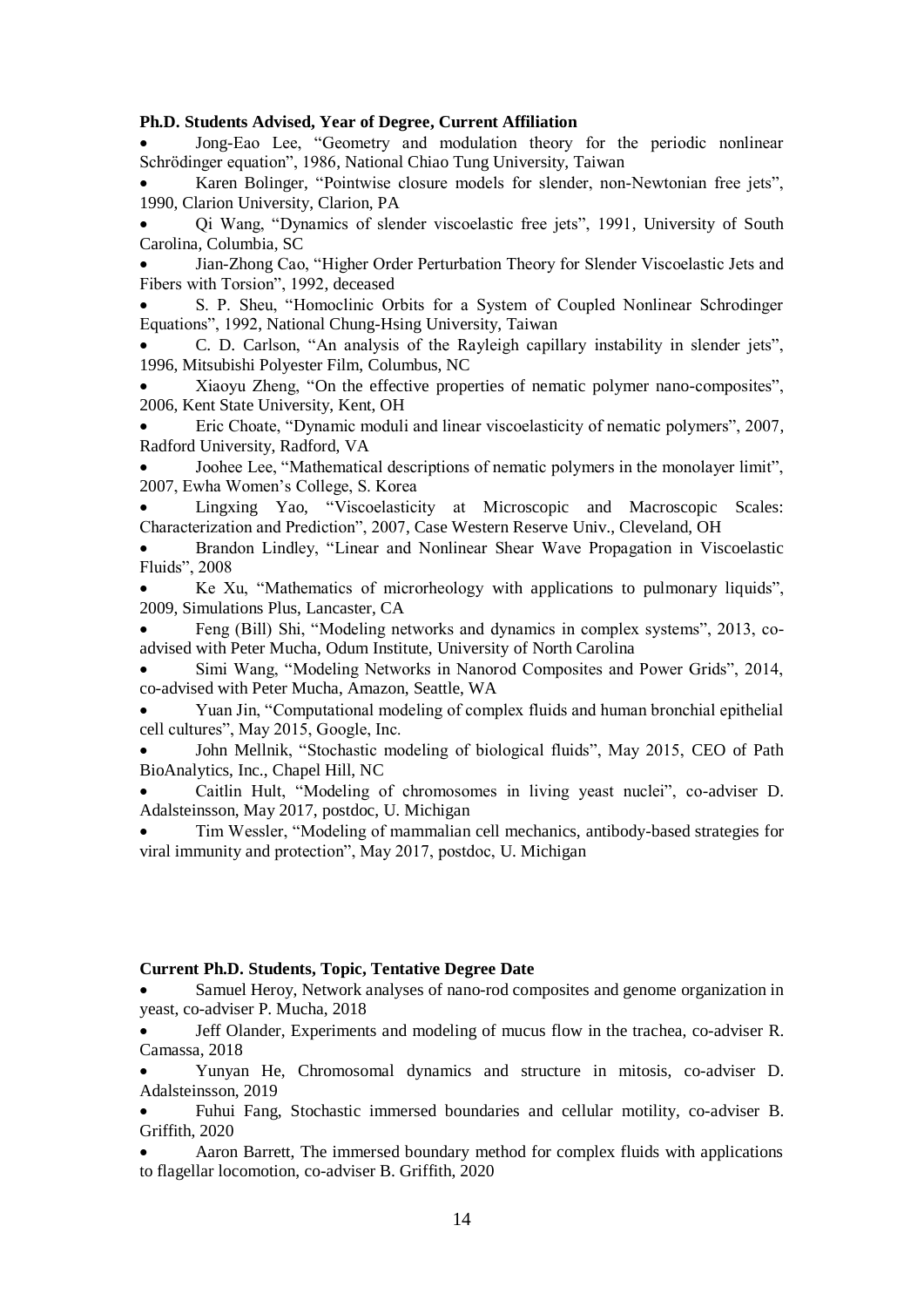**Ph.D. Students Advised, Year of Degree, Current Affiliation**

- Jong-Eao Lee, "Geometry and modulation theory for the periodic nonlinear Schrödinger equation", 1986, National Chiao Tung University, Taiwan
- Karen Bolinger, "Pointwise closure models for slender, non-Newtonian free jets", 1990, Clarion University, Clarion, PA
- Qi Wang, "Dynamics of slender viscoelastic free jets", 1991, University of South Carolina, Columbia, SC
- Jian-Zhong Cao, "Higher Order Perturbation Theory for Slender Viscoelastic Jets and Fibers with Torsion", 1992, deceased
- S. P. Sheu, "Homoclinic Orbits for a System of Coupled Nonlinear Schrodinger Equations", 1992, National Chung-Hsing University, Taiwan
- C. D. Carlson, "An analysis of the Rayleigh capillary instability in slender jets", 1996, Mitsubishi Polyester Film, Columbus, NC
- Xiaoyu Zheng, "On the effective properties of nematic polymer nano-composites", 2006, Kent State University, Kent, OH
- Eric Choate, "Dynamic moduli and linear viscoelasticity of nematic polymers", 2007, Radford University, Radford, VA
- Joohee Lee, "Mathematical descriptions of nematic polymers in the monolayer limit", 2007, Ewha Women's College, S. Korea
- Lingxing Yao, "Viscoelasticity at Microscopic and Macroscopic Scales: Characterization and Prediction", 2007, Case Western Reserve Univ., Cleveland, OH
- Brandon Lindley, "Linear and Nonlinear Shear Wave Propagation in Viscoelastic Fluids", 2008
- Ke Xu, "Mathematics of microrheology with applications to pulmonary liquids", 2009, Simulations Plus, Lancaster, CA
- Feng (Bill) Shi, "Modeling networks and dynamics in complex systems", 2013, co-advised with Peter Mucha, Odum Institute, University of North Carolina
- Simi Wang, "Modeling Networks in Nanorod Composites and Power Grids", 2014, co-advised with Peter Mucha, Amazon, Seattle, WA
- Yuan Jin, "Computational modeling of complex fluids and human bronchial epithelial cell cultures", May 2015, Google, Inc.
- John Mellnik, "Stochastic modeling of biological fluids", May 2015, CEO of Path BioAnalytics, Inc., Chapel Hill, NC
- Caitlin Hult, "Modeling of chromosomes in living yeast nuclei", co-adviser D. Adalsteinsson, May 2017, postdoc, U. Michigan
- Tim Wessler, "Modeling of mammalian cell mechanics, antibody-based strategies for viral immunity and protection", May 2017, postdoc, U. Michigan

**Current Ph.D. Students, Topic, Tentative Degree Date**

- Samuel Heroy, Network analyses of nano-rod composites and genome organization in yeast, co-adviser P. Mucha, 2018
- Jeff Olander, Experiments and modeling of mucus flow in the trachea, co-adviser R. Camassa, 2018
- Yunyan He, Chromosomal dynamics and structure in mitosis, co-adviser D. Adalsteinsson, 2019
- Fuhui Fang, Stochastic immersed boundaries and cellular motility, co-adviser B. Griffith, 2020
- Aaron Barrett, The immersed boundary method for complex fluids with applications to flagellar locomotion, co-adviser B. Griffith, 2020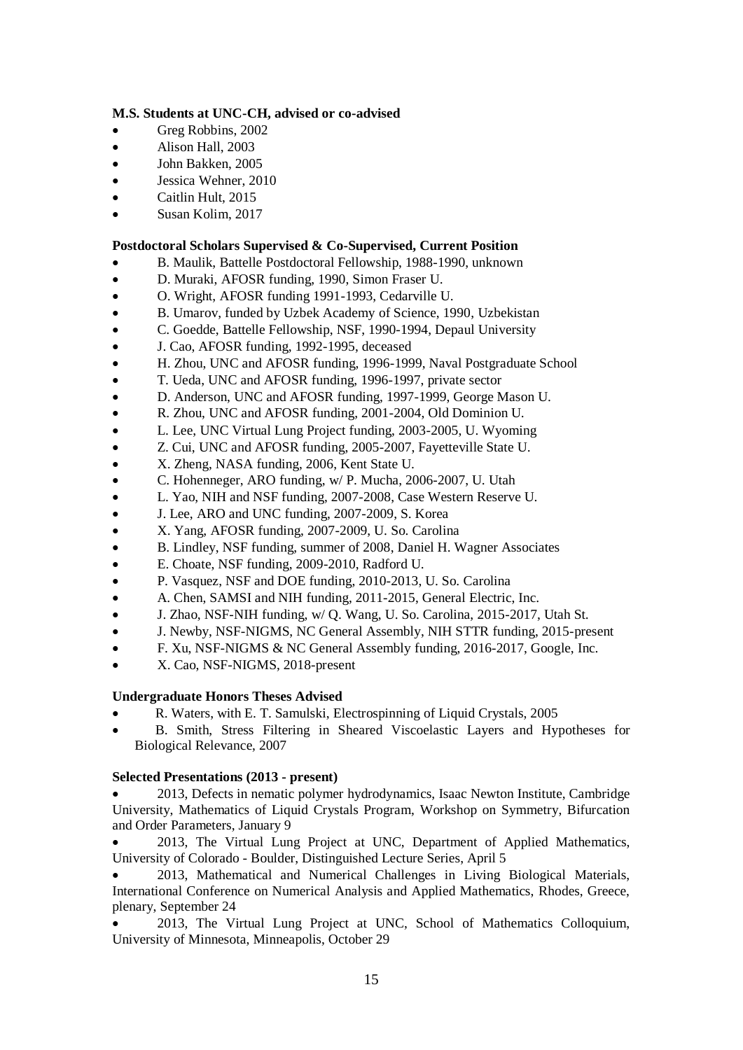**M.S. Students at UNC-CH, advised or co-advised**

- Greg Robbins, 2002
- Alison Hall, 2003
- John Bakken, 2005
- Jessica Wehner, 2010
- Caitlin Hult, 2015
- Susan Kolim, 2017

**Postdoctoral Scholars Supervised & Co-Supervised, Current Position**

- B. Maulik, Battelle Postdoctoral Fellowship, 1988-1990, unknown
- D. Muraki, AFOSR funding, 1990, Simon Fraser U.
- O. Wright, AFOSR funding 1991-1993, Cedarville U.
- B. Umarov, funded by Uzbek Academy of Science, 1990, Uzbekistan
- C. Goedde, Battelle Fellowship, NSF, 1990-1994, Depaul University
- J. Cao, AFOSR funding, 1992-1995, deceased
- H. Zhou, UNC and AFOSR funding, 1996-1999, Naval Postgraduate School
- T. Ueda, UNC and AFOSR funding, 1996-1997, private sector
- D. Anderson, UNC and AFOSR funding, 1997-1999, George Mason U.
- R. Zhou, UNC and AFOSR funding, 2001-2004, Old Dominion U.
- L. Lee, UNC Virtual Lung Project funding, 2003-2005, U. Wyoming
- Z. Cui, UNC and AFOSR funding, 2005-2007, Fayetteville State U.
- X. Zheng, NASA funding, 2006, Kent State U.
- C. Hohenneger, ARO funding, w/ P. Mucha, 2006-2007, U. Utah
- L. Yao, NIH and NSF funding, 2007-2008, Case Western Reserve U.
- J. Lee, ARO and UNC funding, 2007-2009, S. Korea
- X. Yang, AFOSR funding, 2007-2009, U. So. Carolina
- B. Lindley, NSF funding, summer of 2008, Daniel H. Wagner Associates
- E. Choate, NSF funding, 2009-2010, Radford U.
- P. Vasquez, NSF and DOE funding, 2010-2013, U. So. Carolina
- A. Chen, SAMSI and NIH funding, 2011-2015, General Electric, Inc.
- J. Zhao, NSF-NIH funding, w/ Q. Wang, U. So. Carolina, 2015-2017, Utah St.
- J. Newby, NSF-NIGMS, NC General Assembly, NIH STTR funding, 2015-present
- F. Xu, NSF-NIGMS & NC General Assembly funding, 2016-2017, Google, Inc.
- X. Cao, NSF-NIGMS, 2018-present

**Undergraduate Honors Theses Advised**

- R. Waters, with E. T. Samulski, Electrospinning of Liquid Crystals, 2005
- B. Smith, Stress Filtering in Sheared Viscoelastic Layers and Hypotheses for Biological Relevance, 2007

**Selected Presentations (2013 - present)**

- 2013, Defects in nematic polymer hydrodynamics, Isaac Newton Institute, Cambridge University, Mathematics of Liquid Crystals Program, Workshop on Symmetry, Bifurcation and Order Parameters, January 9
- 2013, The Virtual Lung Project at UNC, Department of Applied Mathematics, University of Colorado - Boulder, Distinguished Lecture Series, April 5
- 2013, Mathematical and Numerical Challenges in Living Biological Materials, International Conference on Numerical Analysis and Applied Mathematics, Rhodes, Greece, plenary, September 24
- 2013, The Virtual Lung Project at UNC, School of Mathematics Colloquium, University of Minnesota, Minneapolis, October 29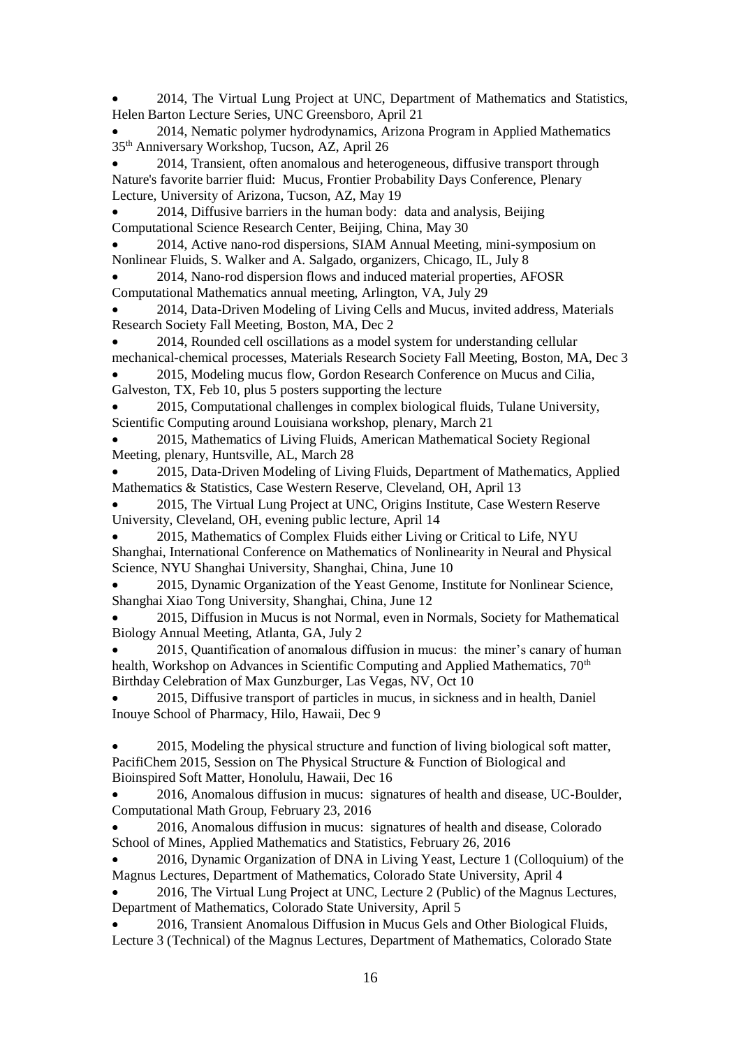- 2014, The Virtual Lung Project at UNC, Department of Mathematics and Statistics, Helen Barton Lecture Series, UNC Greensboro, April 21
- 2014, Nematic polymer hydrodynamics, Arizona Program in Applied Mathematics 35th Anniversary Workshop, Tucson, AZ, April 26
- 2014, Transient, often anomalous and heterogeneous, diffusive transport through Nature's favorite barrier fluid: Mucus, Frontier Probability Days Conference, Plenary Lecture, University of Arizona, Tucson, AZ, May 19
- 2014, Diffusive barriers in the human body: data and analysis, Beijing Computational Science Research Center, Beijing, China, May 30
- 2014, Active nano-rod dispersions, SIAM Annual Meeting, mini-symposium on Nonlinear Fluids, S. Walker and A. Salgado, organizers, Chicago, IL, July 8
- 2014, Nano-rod dispersion flows and induced material properties, AFOSR Computational Mathematics annual meeting, Arlington, VA, July 29
- 2014, Data-Driven Modeling of Living Cells and Mucus, invited address, Materials Research Society Fall Meeting, Boston, MA, Dec 2
- 2014, Rounded cell oscillations as a model system for understanding cellular mechanical-chemical processes, Materials Research Society Fall Meeting, Boston, MA, Dec 3
- 2015, Modeling mucus flow, Gordon Research Conference on Mucus and Cilia, Galveston, TX, Feb 10, plus 5 posters supporting the lecture
- 2015, Computational challenges in complex biological fluids, Tulane University, Scientific Computing around Louisiana workshop, plenary, March 21
- 2015, Mathematics of Living Fluids, American Mathematical Society Regional Meeting, plenary, Huntsville, AL, March 28
- 2015, Data-Driven Modeling of Living Fluids, Department of Mathematics, Applied Mathematics & Statistics, Case Western Reserve, Cleveland, OH, April 13
- 2015, The Virtual Lung Project at UNC, Origins Institute, Case Western Reserve University, Cleveland, OH, evening public lecture, April 14
- 2015, Mathematics of Complex Fluids either Living or Critical to Life, NYU Shanghai, International Conference on Mathematics of Nonlinearity in Neural and Physical Science, NYU Shanghai University, Shanghai, China, June 10
- 2015, Dynamic Organization of the Yeast Genome, Institute for Nonlinear Science, Shanghai Xiao Tong University, Shanghai, China, June 12
- 2015, Diffusion in Mucus is not Normal, even in Normals, Society for Mathematical Biology Annual Meeting, Atlanta, GA, July 2
- 2015, Quantification of anomalous diffusion in mucus: the miner's canary of human health, Workshop on Advances in Scientific Computing and Applied Mathematics, 70th Birthday Celebration of Max Gunzburger, Las Vegas, NV, Oct 10
- 2015, Diffusive transport of particles in mucus, in sickness and in health, Daniel Inouye School of Pharmacy, Hilo, Hawaii, Dec 9
- 2015, Modeling the physical structure and function of living biological soft matter, PacifiChem 2015, Session on The Physical Structure & Function of Biological and Bioinspired Soft Matter, Honolulu, Hawaii, Dec 16
- 2016, Anomalous diffusion in mucus: signatures of health and disease, UC-Boulder, Computational Math Group, February 23, 2016
- 2016, Anomalous diffusion in mucus: signatures of health and disease, Colorado School of Mines, Applied Mathematics and Statistics, February 26, 2016
- 2016, Dynamic Organization of DNA in Living Yeast, Lecture 1 (Colloquium) of the Magnus Lectures, Department of Mathematics, Colorado State University, April 4
- 2016, The Virtual Lung Project at UNC, Lecture 2 (Public) of the Magnus Lectures, Department of Mathematics, Colorado State University, April 5
- 2016, Transient Anomalous Diffusion in Mucus Gels and Other Biological Fluids, Lecture 3 (Technical) of the Magnus Lectures, Department of Mathematics, Colorado State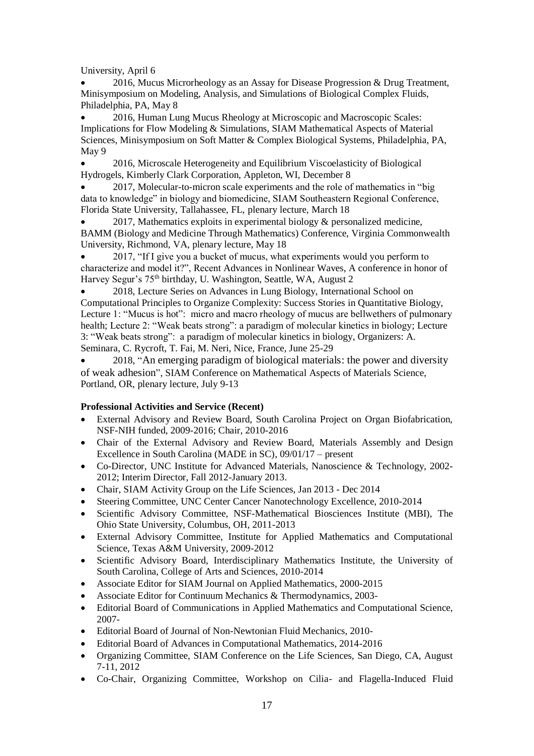University, April 6

- 2016, Mucus Microrheology as an Assay for Disease Progression & Drug Treatment, Minisymposium on Modeling, Analysis, and Simulations of Biological Complex Fluids, Philadelphia, PA, May 8
- 2016, Human Lung Mucus Rheology at Microscopic and Macroscopic Scales: Implications for Flow Modeling & Simulations, SIAM Mathematical Aspects of Material Sciences, Minisymposium on Soft Matter & Complex Biological Systems, Philadelphia, PA, May 9
- 2016, Microscale Heterogeneity and Equilibrium Viscoelasticity of Biological Hydrogels, Kimberly Clark Corporation, Appleton, WI, December 8
- 2017, Molecular-to-micron scale experiments and the role of mathematics in "big data to knowledge" in biology and biomedicine, SIAM Southeastern Regional Conference, Florida State University, Tallahassee, FL, plenary lecture, March 18
- 2017, Mathematics exploits in experimental biology & personalized medicine, BAMM (Biology and Medicine Through Mathematics) Conference, Virginia Commonwealth University, Richmond, VA, plenary lecture, May 18
- 2017, "If I give you a bucket of mucus, what experiments would you perform to characterize and model it?", Recent Advances in Nonlinear Waves, A conference in honor of Harvey Segur's 75th birthday, U. Washington, Seattle, WA, August 2
- 2018, Lecture Series on Advances in Lung Biology, International School on Computational Principles to Organize Complexity: Success Stories in Quantitative Biology, Lecture 1: "Mucus is hot": micro and macro rheology of mucus are bellwethers of pulmonary health; Lecture 2: "Weak beats strong": a paradigm of molecular kinetics in biology; Lecture 3: "Weak beats strong": a paradigm of molecular kinetics in biology, Organizers: A. Seminara, C. Rycroft, T. Fai, M. Neri, Nice, France, June 25-29
- 2018, "An emerging paradigm of biological materials: the power and diversity of weak adhesion", SIAM Conference on Mathematical Aspects of Materials Science, Portland, OR, plenary lecture, July 9-13

**Professional Activities and Service (Recent)**

- External Advisory and Review Board, South Carolina Project on Organ Biofabrication, NSF-NIH funded, 2009-2016; Chair, 2010-2016
- Chair of the External Advisory and Review Board, Materials Assembly and Design Excellence in South Carolina (MADE in SC), 09/01/17 – present
- Co-Director, UNC Institute for Advanced Materials, Nanoscience & Technology, 2002-2012; Interim Director, Fall 2012-January 2013.
- Chair, SIAM Activity Group on the Life Sciences, Jan 2013 - Dec 2014
- Steering Committee, UNC Center Cancer Nanotechnology Excellence, 2010-2014
- Scientific Advisory Committee, NSF-Mathematical Biosciences Institute (MBI), The Ohio State University, Columbus, OH, 2011-2013
- External Advisory Committee, Institute for Applied Mathematics and Computational Science, Texas A&M University, 2009-2012
- Scientific Advisory Board, Interdisciplinary Mathematics Institute, the University of South Carolina, College of Arts and Sciences, 2010-2014
- Associate Editor for SIAM Journal on Applied Mathematics, 2000-2015
- Associate Editor for Continuum Mechanics & Thermodynamics, 2003-
- Editorial Board of Communications in Applied Mathematics and Computational Science, 2007-
- Editorial Board of Journal of Non-Newtonian Fluid Mechanics, 2010-
- Editorial Board of Advances in Computational Mathematics, 2014-2016
- Organizing Committee, SIAM Conference on the Life Sciences, San Diego, CA, August 7-11, 2012
- Co-Chair, Organizing Committee, Workshop on Cilia- and Flagella-Induced Fluid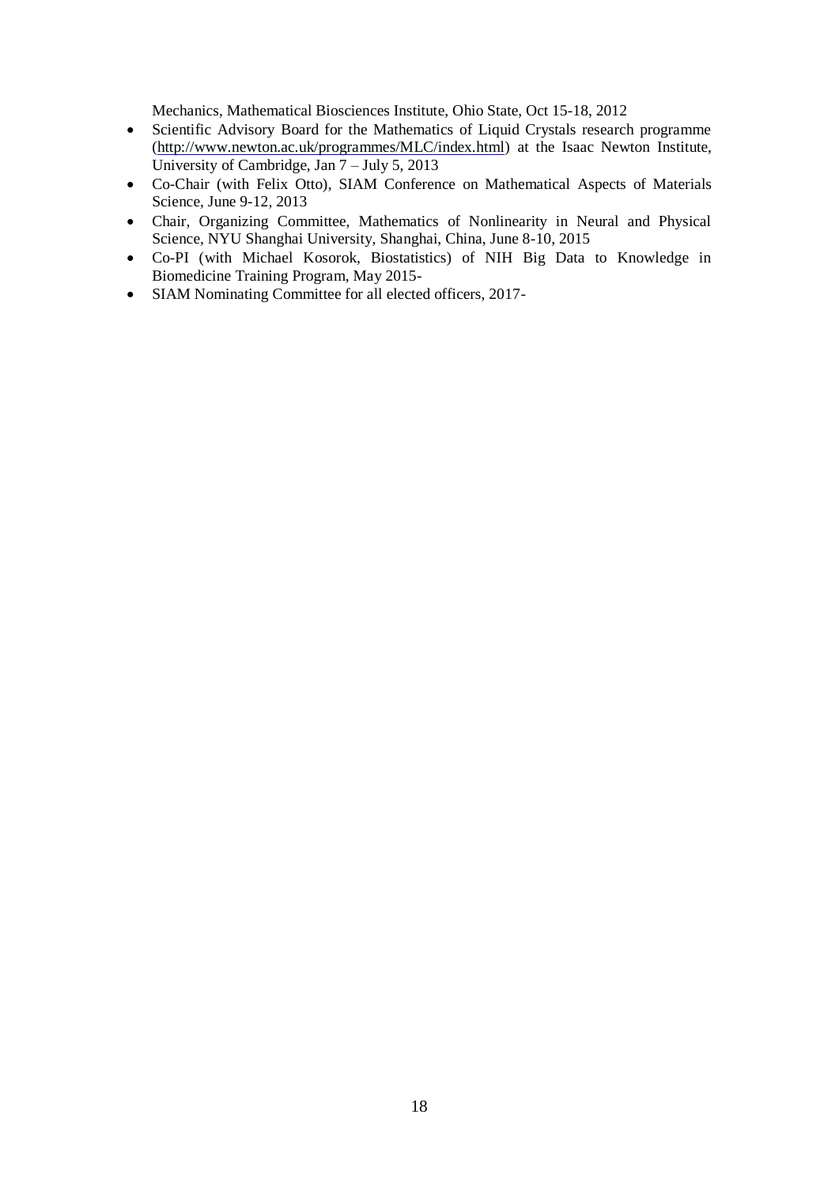Mechanics, Mathematical Biosciences Institute, Ohio State, Oct 15-18, 2012

- Scientific Advisory Board for the Mathematics of Liquid Crystals research programme (http://www.newton.ac.uk/programmes/MLC/index.html) at the Isaac Newton Institute, University of Cambridge, Jan 7 – July 5, 2013
- Co-Chair (with Felix Otto), SIAM Conference on Mathematical Aspects of Materials Science, June 9-12, 2013
- Chair, Organizing Committee, Mathematics of Nonlinearity in Neural and Physical Science, NYU Shanghai University, Shanghai, China, June 8-10, 2015
- Co-PI (with Michael Kosorok, Biostatistics) of NIH Big Data to Knowledge in Biomedicine Training Program, May 2015-
- SIAM Nominating Committee for all elected officers, 2017-